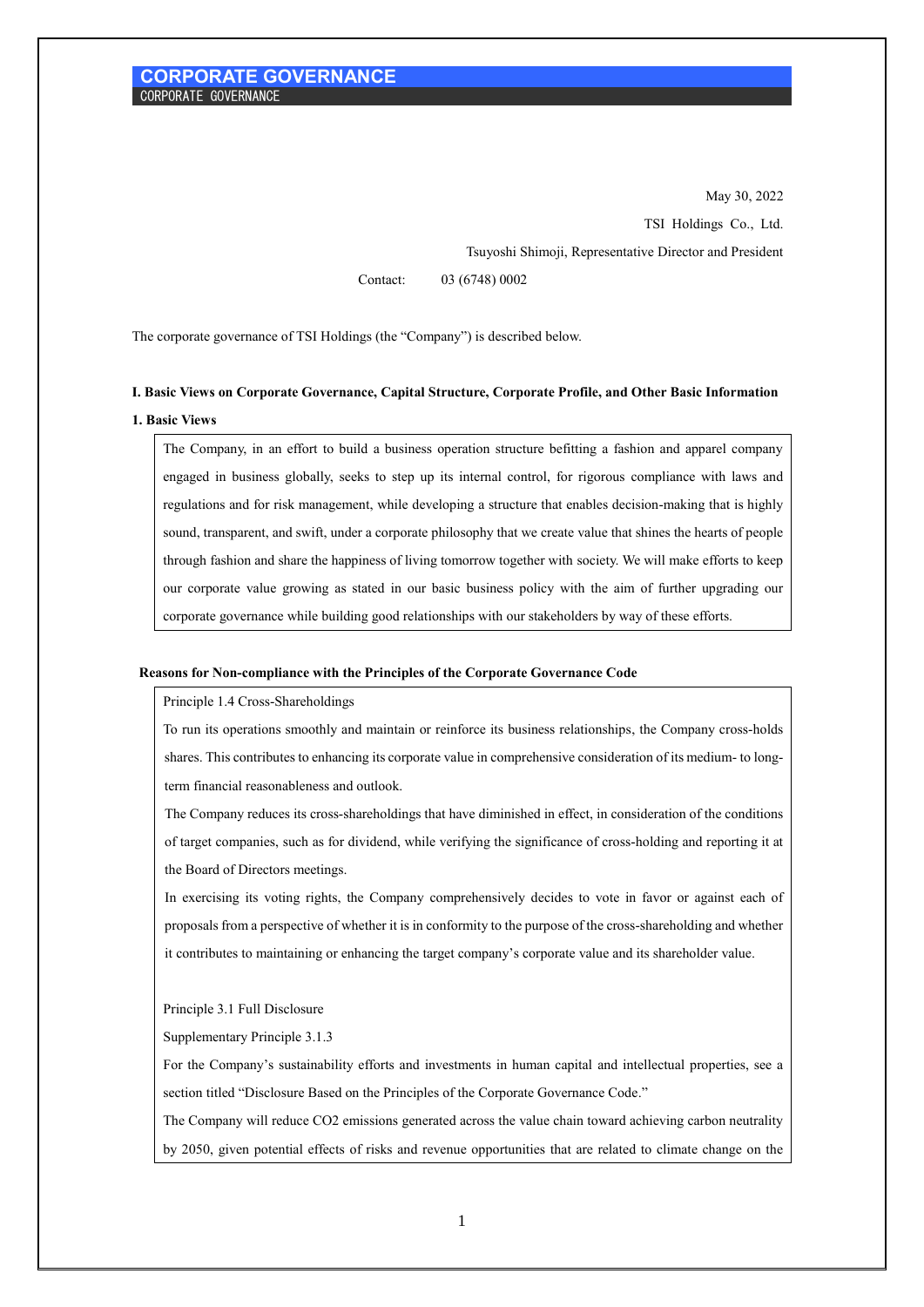# CORPORATE GOVERNANCE

CORPORATE GOVERNANCE

May 30, 2022

TSI Holdings Co., Ltd.

Tsuyoshi Shimoji, Representative Director and President

Contact: 03 (6748) 0002

The corporate governance of TSI Holdings (the "Company") is described below.

## I. Basic Views on Corporate Governance, Capital Structure, Corporate Profile, and Other Basic Information

### 1. Basic Views

The Company, in an effort to build a business operation structure befitting a fashion and apparel company engaged in business globally, seeks to step up its internal control, for rigorous compliance with laws and regulations and for risk management, while developing a structure that enables decision-making that is highly sound, transparent, and swift, under a corporate philosophy that we create value that shines the hearts of people through fashion and share the happiness of living tomorrow together with society. We will make efforts to keep our corporate value growing as stated in our basic business policy with the aim of further upgrading our corporate governance while building good relationships with our stakeholders by way of these efforts.

**Reasons for Non-compliance with the Principles of the Corporate Governance Code**

Principle 1.4 Cross-Shareholdings

To run its operations smoothly and maintain or reinforce its business relationships, the Company cross-holds shares. This contributes to enhancing its corporate value in comprehensive consideration of its medium- to long-term financial reasonableness and outlook.

The Company reduces its cross-shareholdings that have diminished in effect, in consideration of the conditions of target companies, such as for dividend, while verifying the significance of cross-holding and reporting it at the Board of Directors meetings.

In exercising its voting rights, the Company comprehensively decides to vote in favor or against each of proposals from a perspective of whether it is in conformity to the purpose of the cross-shareholding and whether it contributes to maintaining or enhancing the target company's corporate value and its shareholder value.

Principle 3.1 Full Disclosure

Supplementary Principle 3.1.3

For the Company's sustainability efforts and investments in human capital and intellectual properties, see a section titled "Disclosure Based on the Principles of the Corporate Governance Code."

The Company will reduce $CO_2$ emissions generated across the value chain toward achieving carbon neutrality by 2050, given potential effects of risks and revenue opportunities that are related to climate change on the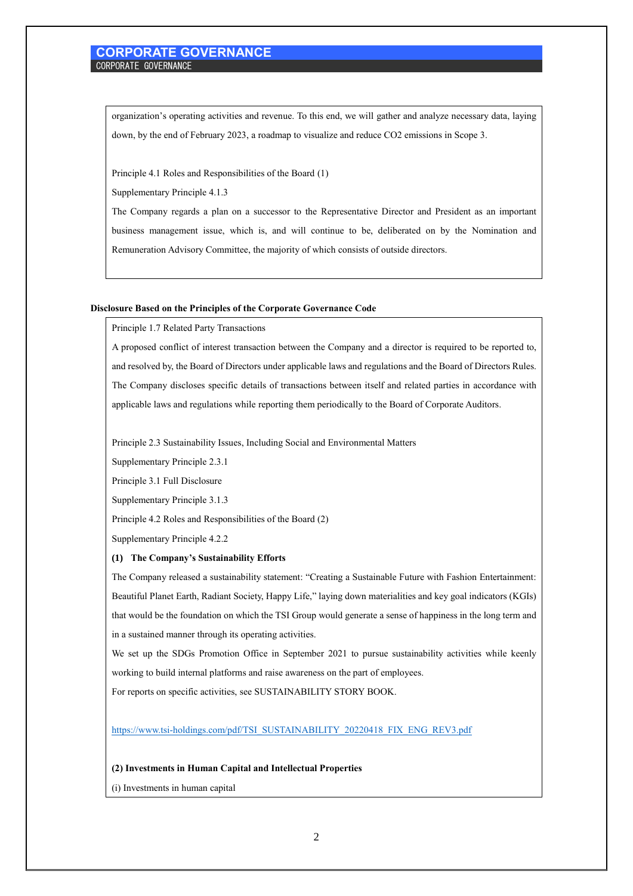organization's operating activities and revenue. To this end, we will gather and analyze necessary data, laying down, by the end of February 2023, a roadmap to visualize and reduce $CO_2$ emissions in Scope 3.

Principle 4.1 Roles and Responsibilities of the Board (1)

Supplementary Principle 4.1.3

The Company regards a plan on a successor to the Representative Director and President as an important business management issue, which is, and will continue to be, deliberated on by the Nomination and Remuneration Advisory Committee, the majority of which consists of outside directors.

**Disclosure Based on the Principles of the Corporate Governance Code**

Principle 1.7 Related Party Transactions

A proposed conflict of interest transaction between the Company and a director is required to be reported to, and resolved by, the Board of Directors under applicable laws and regulations and the Board of Directors Rules. The Company discloses specific details of transactions between itself and related parties in accordance with applicable laws and regulations while reporting them periodically to the Board of Corporate Auditors.

Principle 2.3 Sustainability Issues, Including Social and Environmental Matters

Supplementary Principle 2.3.1

Principle 3.1 Full Disclosure

Supplementary Principle 3.1.3

Principle 4.2 Roles and Responsibilities of the Board (2)

Supplementary Principle 4.2.2

**(1) The Company's Sustainability Efforts**

The Company released a sustainability statement: "Creating a Sustainable Future with Fashion Entertainment: Beautiful Planet Earth, Radiant Society, Happy Life," laying down materialities and key goal indicators (KGIs) that would be the foundation on which the TSI Group would generate a sense of happiness in the long term and in a sustained manner through its operating activities.

We set up the SDGs Promotion Office in September 2021 to pursue sustainability activities while keenly working to build internal platforms and raise awareness on the part of employees.

For reports on specific activities, see SUSTAINABILITY STORY BOOK.

https://www.tsi-holdings.com/pdf/TSI_SUSTAINABILITY_20220418_FIX_ENG_REV3.pdf

**(2) Investments in Human Capital and Intellectual Properties**

(i) Investments in human capital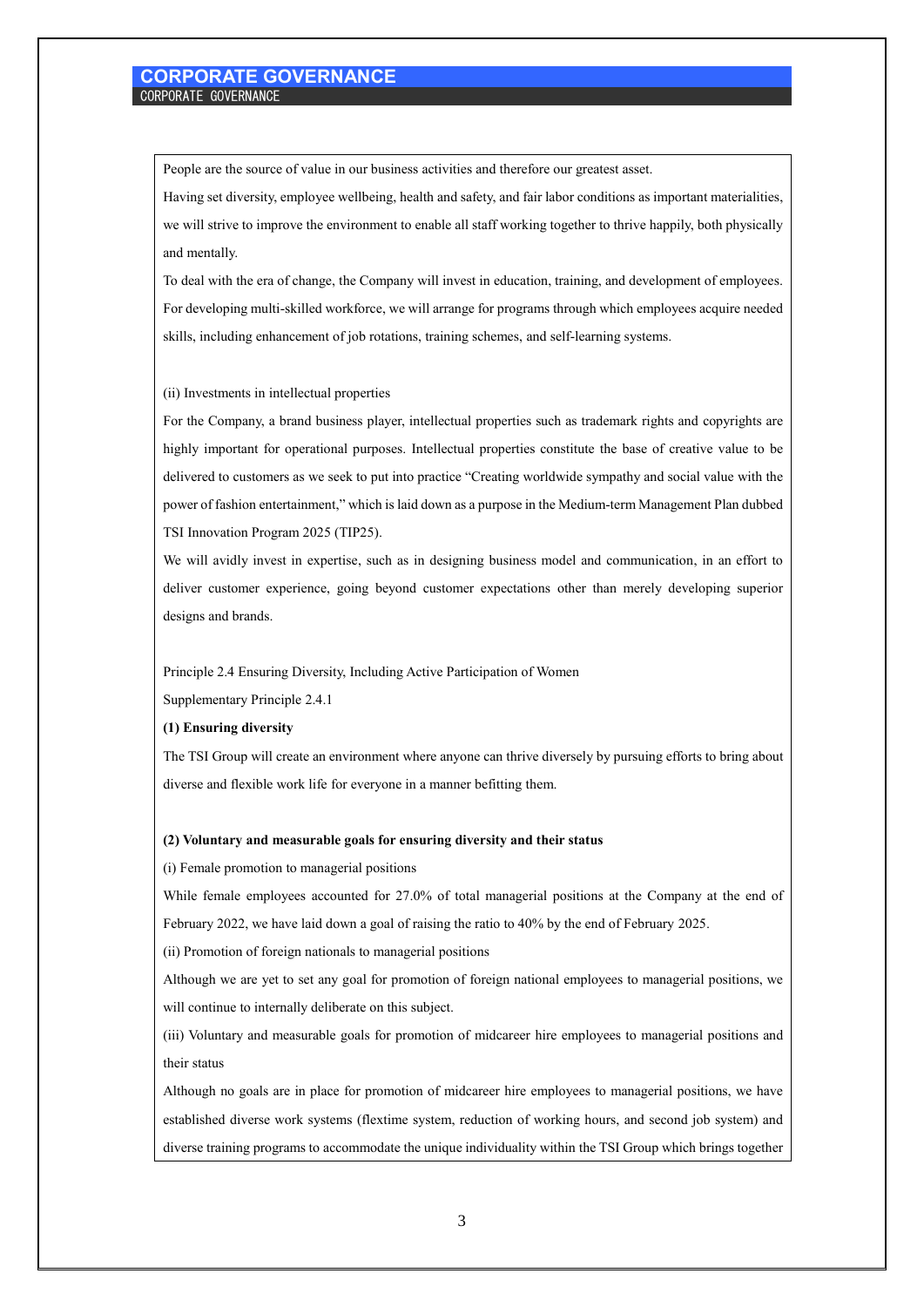People are the source of value in our business activities and therefore our greatest asset.

Having set diversity, employee wellbeing, health and safety, and fair labor conditions as important materialities, we will strive to improve the environment to enable all staff working together to thrive happily, both physically and mentally.

To deal with the era of change, the Company will invest in education, training, and development of employees. For developing multi-skilled workforce, we will arrange for programs through which employees acquire needed skills, including enhancement of job rotations, training schemes, and self-learning systems.

(ii) Investments in intellectual properties

For the Company, a brand business player, intellectual properties such as trademark rights and copyrights are highly important for operational purposes. Intellectual properties constitute the base of creative value to be delivered to customers as we seek to put into practice "Creating worldwide sympathy and social value with the power of fashion entertainment," which is laid down as a purpose in the Medium-term Management Plan dubbed TSI Innovation Program 2025 (TIP25).

We will avidly invest in expertise, such as in designing business model and communication, in an effort to deliver customer experience, going beyond customer expectations other than merely developing superior designs and brands.

Principle 2.4 Ensuring Diversity, Including Active Participation of Women

Supplementary Principle 2.4.1

**(1) Ensuring diversity**

The TSI Group will create an environment where anyone can thrive diversely by pursuing efforts to bring about diverse and flexible work life for everyone in a manner befitting them.

**(2) Voluntary and measurable goals for ensuring diversity and their status**

(i) Female promotion to managerial positions

While female employees accounted for 27.0% of total managerial positions at the Company at the end of February 2022, we have laid down a goal of raising the ratio to 40% by the end of February 2025.

(ii) Promotion of foreign nationals to managerial positions

Although we are yet to set any goal for promotion of foreign national employees to managerial positions, we will continue to internally deliberate on this subject.

(iii) Voluntary and measurable goals for promotion of midcareer hire employees to managerial positions and their status

Although no goals are in place for promotion of midcareer hire employees to managerial positions, we have established diverse work systems (flextime system, reduction of working hours, and second job system) and diverse training programs to accommodate the unique individuality within the TSI Group which brings together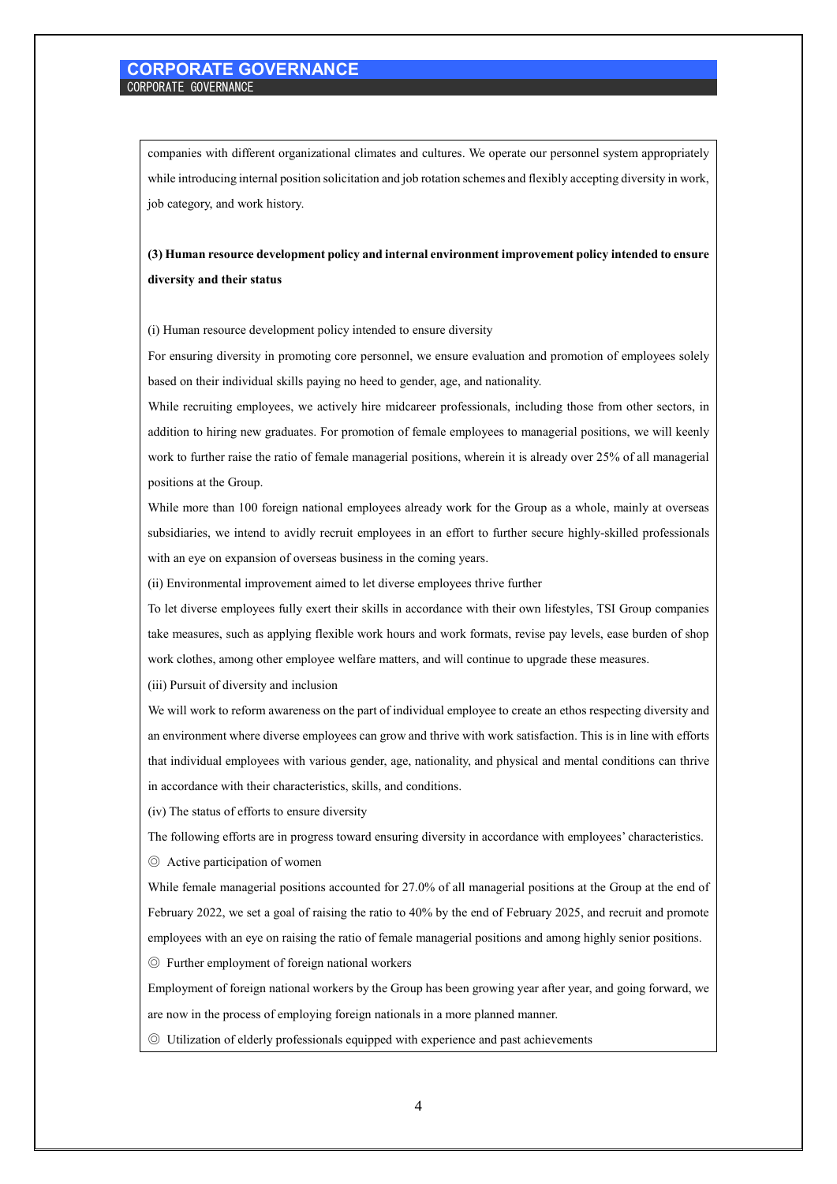companies with different organizational climates and cultures. We operate our personnel system appropriately while introducing internal position solicitation and job rotation schemes and flexibly accepting diversity in work, job category, and work history.

**(3) Human resource development policy and internal environment improvement policy intended to ensure diversity and their status**

(i) Human resource development policy intended to ensure diversity

For ensuring diversity in promoting core personnel, we ensure evaluation and promotion of employees solely based on their individual skills paying no heed to gender, age, and nationality.

While recruiting employees, we actively hire midcareer professionals, including those from other sectors, in addition to hiring new graduates. For promotion of female employees to managerial positions, we will keenly work to further raise the ratio of female managerial positions, wherein it is already over 25% of all managerial positions at the Group.

While more than 100 foreign national employees already work for the Group as a whole, mainly at overseas subsidiaries, we intend to avidly recruit employees in an effort to further secure highly-skilled professionals with an eye on expansion of overseas business in the coming years.

(ii) Environmental improvement aimed to let diverse employees thrive further

To let diverse employees fully exert their skills in accordance with their own lifestyles, TSI Group companies take measures, such as applying flexible work hours and work formats, revise pay levels, ease burden of shop work clothes, among other employee welfare matters, and will continue to upgrade these measures.

(iii) Pursuit of diversity and inclusion

We will work to reform awareness on the part of individual employee to create an ethos respecting diversity and an environment where diverse employees can grow and thrive with work satisfaction. This is in line with efforts that individual employees with various gender, age, nationality, and physical and mental conditions can thrive in accordance with their characteristics, skills, and conditions.

(iv) The status of efforts to ensure diversity

The following efforts are in progress toward ensuring diversity in accordance with employees' characteristics.

◎ Active participation of women

While female managerial positions accounted for 27.0% of all managerial positions at the Group at the end of February 2022, we set a goal of raising the ratio to 40% by the end of February 2025, and recruit and promote employees with an eye on raising the ratio of female managerial positions and among highly senior positions.

◎ Further employment of foreign national workers

Employment of foreign national workers by the Group has been growing year after year, and going forward, we are now in the process of employing foreign nationals in a more planned manner.

◎ Utilization of elderly professionals equipped with experience and past achievements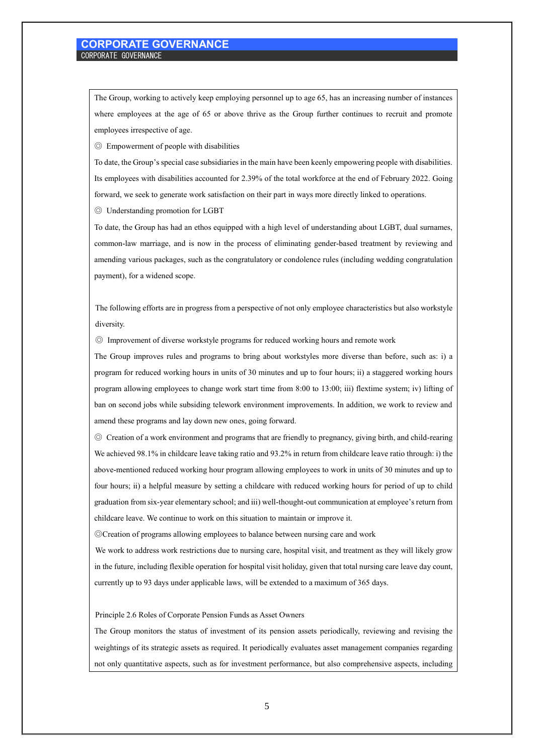The Group, working to actively keep employing personnel up to age 65, has an increasing number of instances where employees at the age of 65 or above thrive as the Group further continues to recruit and promote employees irrespective of age.

◎ Empowerment of people with disabilities

To date, the Group's special case subsidiaries in the main have been keenly empowering people with disabilities. Its employees with disabilities accounted for 2.39% of the total workforce at the end of February 2022. Going forward, we seek to generate work satisfaction on their part in ways more directly linked to operations.

◎ Understanding promotion for LGBT

To date, the Group has had an ethos equipped with a high level of understanding about LGBT, dual surnames, common-law marriage, and is now in the process of eliminating gender-based treatment by reviewing and amending various packages, such as the congratulatory or condolence rules (including wedding congratulation payment), for a widened scope.

The following efforts are in progress from a perspective of not only employee characteristics but also workstyle diversity.

◎ Improvement of diverse workstyle programs for reduced working hours and remote work

The Group improves rules and programs to bring about workstyles more diverse than before, such as: i) a program for reduced working hours in units of 30 minutes and up to four hours; ii) a staggered working hours program allowing employees to change work start time from 8:00 to 13:00; iii) flextime system; iv) lifting of ban on second jobs while subsiding telework environment improvements. In addition, we work to review and amend these programs and lay down new ones, going forward.

◎ Creation of a work environment and programs that are friendly to pregnancy, giving birth, and child-rearing

We achieved 98.1% in childcare leave taking ratio and 93.2% in return from childcare leave ratio through: i) the above-mentioned reduced working hour program allowing employees to work in units of 30 minutes and up to four hours; ii) a helpful measure by setting a childcare with reduced working hours for period of up to child graduation from six-year elementary school; and iii) well-thought-out communication at employee's return from childcare leave. We continue to work on this situation to maintain or improve it.

◎Creation of programs allowing employees to balance between nursing care and work

We work to address work restrictions due to nursing care, hospital visit, and treatment as they will likely grow in the future, including flexible operation for hospital visit holiday, given that total nursing care leave day count, currently up to 93 days under applicable laws, will be extended to a maximum of 365 days.

Principle 2.6 Roles of Corporate Pension Funds as Asset Owners

The Group monitors the status of investment of its pension assets periodically, reviewing and revising the weightings of its strategic assets as required. It periodically evaluates asset management companies regarding not only quantitative aspects, such as for investment performance, but also comprehensive aspects, including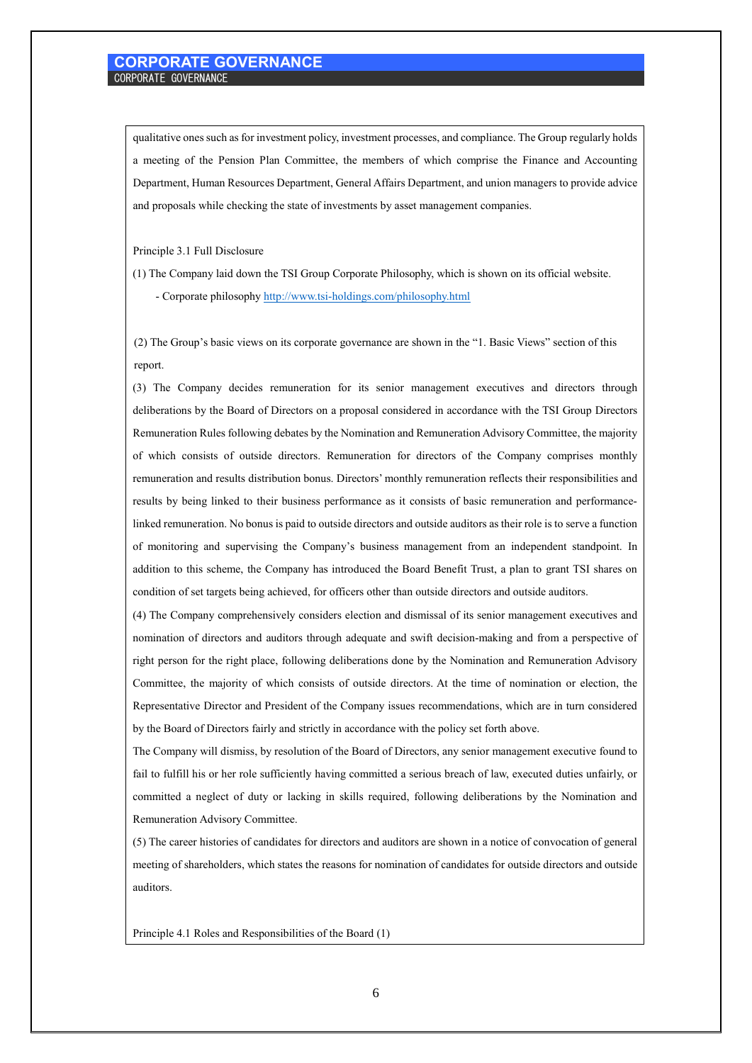qualitative ones such as for investment policy, investment processes, and compliance. The Group regularly holds a meeting of the Pension Plan Committee, the members of which comprise the Finance and Accounting Department, Human Resources Department, General Affairs Department, and union managers to provide advice and proposals while checking the state of investments by asset management companies.

Principle 3.1 Full Disclosure

(1) The Company laid down the TSI Group Corporate Philosophy, which is shown on its official website.

- Corporate philosophy http://www.tsi-holdings.com/philosophy.html

(2) The Group's basic views on its corporate governance are shown in the "1. Basic Views" section of this report.

(3) The Company decides remuneration for its senior management executives and directors through deliberations by the Board of Directors on a proposal considered in accordance with the TSI Group Directors Remuneration Rules following debates by the Nomination and Remuneration Advisory Committee, the majority of which consists of outside directors. Remuneration for directors of the Company comprises monthly remuneration and results distribution bonus. Directors' monthly remuneration reflects their responsibilities and results by being linked to their business performance as it consists of basic remuneration and performance-linked remuneration. No bonus is paid to outside directors and outside auditors as their role is to serve a function of monitoring and supervising the Company's business management from an independent standpoint. In addition to this scheme, the Company has introduced the Board Benefit Trust, a plan to grant TSI shares on condition of set targets being achieved, for officers other than outside directors and outside auditors.

(4) The Company comprehensively considers election and dismissal of its senior management executives and nomination of directors and auditors through adequate and swift decision-making and from a perspective of right person for the right place, following deliberations done by the Nomination and Remuneration Advisory Committee, the majority of which consists of outside directors. At the time of nomination or election, the Representative Director and President of the Company issues recommendations, which are in turn considered by the Board of Directors fairly and strictly in accordance with the policy set forth above.

The Company will dismiss, by resolution of the Board of Directors, any senior management executive found to fail to fulfill his or her role sufficiently having committed a serious breach of law, executed duties unfairly, or committed a neglect of duty or lacking in skills required, following deliberations by the Nomination and Remuneration Advisory Committee.

(5) The career histories of candidates for directors and auditors are shown in a notice of convocation of general meeting of shareholders, which states the reasons for nomination of candidates for outside directors and outside auditors.

Principle 4.1 Roles and Responsibilities of the Board (1)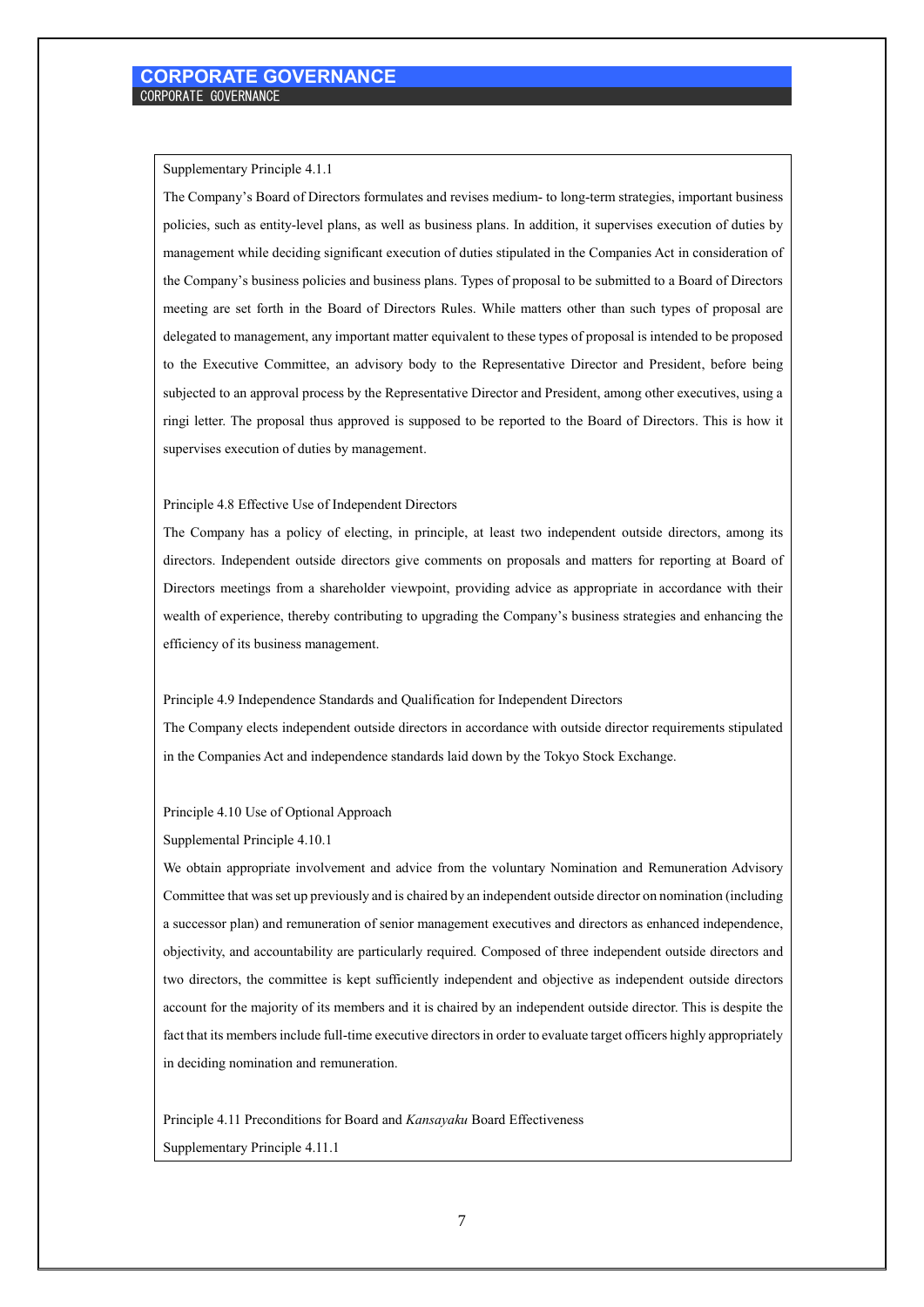Supplementary Principle 4.1.1

The Company's Board of Directors formulates and revises medium- to long-term strategies, important business policies, such as entity-level plans, as well as business plans. In addition, it supervises execution of duties by management while deciding significant execution of duties stipulated in the Companies Act in consideration of the Company's business policies and business plans. Types of proposal to be submitted to a Board of Directors meeting are set forth in the Board of Directors Rules. While matters other than such types of proposal are delegated to management, any important matter equivalent to these types of proposal is intended to be proposed to the Executive Committee, an advisory body to the Representative Director and President, before being subjected to an approval process by the Representative Director and President, among other executives, using a ringi letter. The proposal thus approved is supposed to be reported to the Board of Directors. This is how it supervises execution of duties by management.

Principle 4.8 Effective Use of Independent Directors

The Company has a policy of electing, in principle, at least two independent outside directors, among its directors. Independent outside directors give comments on proposals and matters for reporting at Board of Directors meetings from a shareholder viewpoint, providing advice as appropriate in accordance with their wealth of experience, thereby contributing to upgrading the Company's business strategies and enhancing the efficiency of its business management.

Principle 4.9 Independence Standards and Qualification for Independent Directors

The Company elects independent outside directors in accordance with outside director requirements stipulated in the Companies Act and independence standards laid down by the Tokyo Stock Exchange.

Principle 4.10 Use of Optional Approach

Supplemental Principle 4.10.1

We obtain appropriate involvement and advice from the voluntary Nomination and Remuneration Advisory Committee that was set up previously and is chaired by an independent outside director on nomination (including a successor plan) and remuneration of senior management executives and directors as enhanced independence, objectivity, and accountability are particularly required. Composed of three independent outside directors and two directors, the committee is kept sufficiently independent and objective as independent outside directors account for the majority of its members and it is chaired by an independent outside director. This is despite the fact that its members include full-time executive directors in order to evaluate target officers highly appropriately in deciding nomination and remuneration.

Principle 4.11 Preconditions for Board and *Kansayaku* Board Effectiveness

Supplementary Principle 4.11.1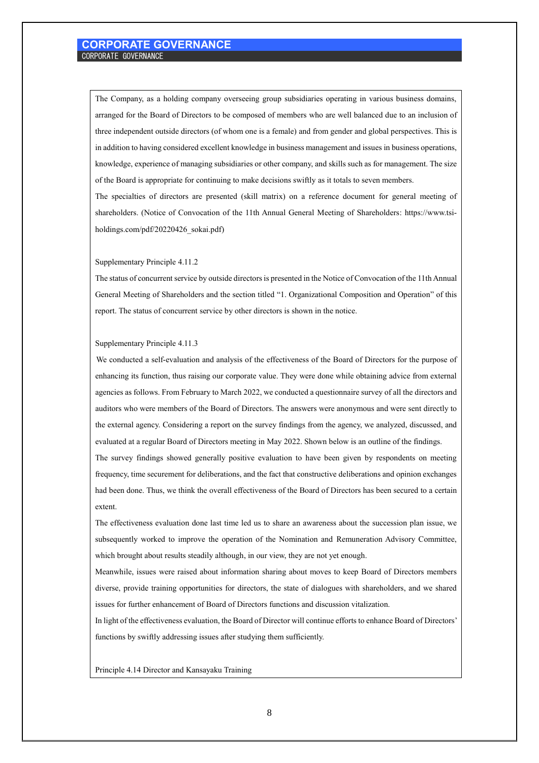The Company, as a holding company overseeing group subsidiaries operating in various business domains, arranged for the Board of Directors to be composed of members who are well balanced due to an inclusion of three independent outside directors (of whom one is a female) and from gender and global perspectives. This is in addition to having considered excellent knowledge in business management and issues in business operations, knowledge, experience of managing subsidiaries or other company, and skills such as for management. The size of the Board is appropriate for continuing to make decisions swiftly as it totals to seven members.

The specialties of directors are presented (skill matrix) on a reference document for general meeting of shareholders. (Notice of Convocation of the 11th Annual General Meeting of Shareholders: https://www.tsi-holdings.com/pdf/20220426_sokai.pdf)

Supplementary Principle 4.11.2

The status of concurrent service by outside directors is presented in the Notice of Convocation of the 11th Annual General Meeting of Shareholders and the section titled "1. Organizational Composition and Operation" of this report. The status of concurrent service by other directors is shown in the notice.

Supplementary Principle 4.11.3

We conducted a self-evaluation and analysis of the effectiveness of the Board of Directors for the purpose of enhancing its function, thus raising our corporate value. They were done while obtaining advice from external agencies as follows. From February to March 2022, we conducted a questionnaire survey of all the directors and auditors who were members of the Board of Directors. The answers were anonymous and were sent directly to the external agency. Considering a report on the survey findings from the agency, we analyzed, discussed, and evaluated at a regular Board of Directors meeting in May 2022. Shown below is an outline of the findings.

The survey findings showed generally positive evaluation to have been given by respondents on meeting frequency, time securement for deliberations, and the fact that constructive deliberations and opinion exchanges had been done. Thus, we think the overall effectiveness of the Board of Directors has been secured to a certain extent.

The effectiveness evaluation done last time led us to share an awareness about the succession plan issue, we subsequently worked to improve the operation of the Nomination and Remuneration Advisory Committee, which brought about results steadily although, in our view, they are not yet enough.

Meanwhile, issues were raised about information sharing about moves to keep Board of Directors members diverse, provide training opportunities for directors, the state of dialogues with shareholders, and we shared issues for further enhancement of Board of Directors functions and discussion vitalization.

In light of the effectiveness evaluation, the Board of Director will continue efforts to enhance Board of Directors' functions by swiftly addressing issues after studying them sufficiently.

Principle 4.14 Director and Kansayaku Training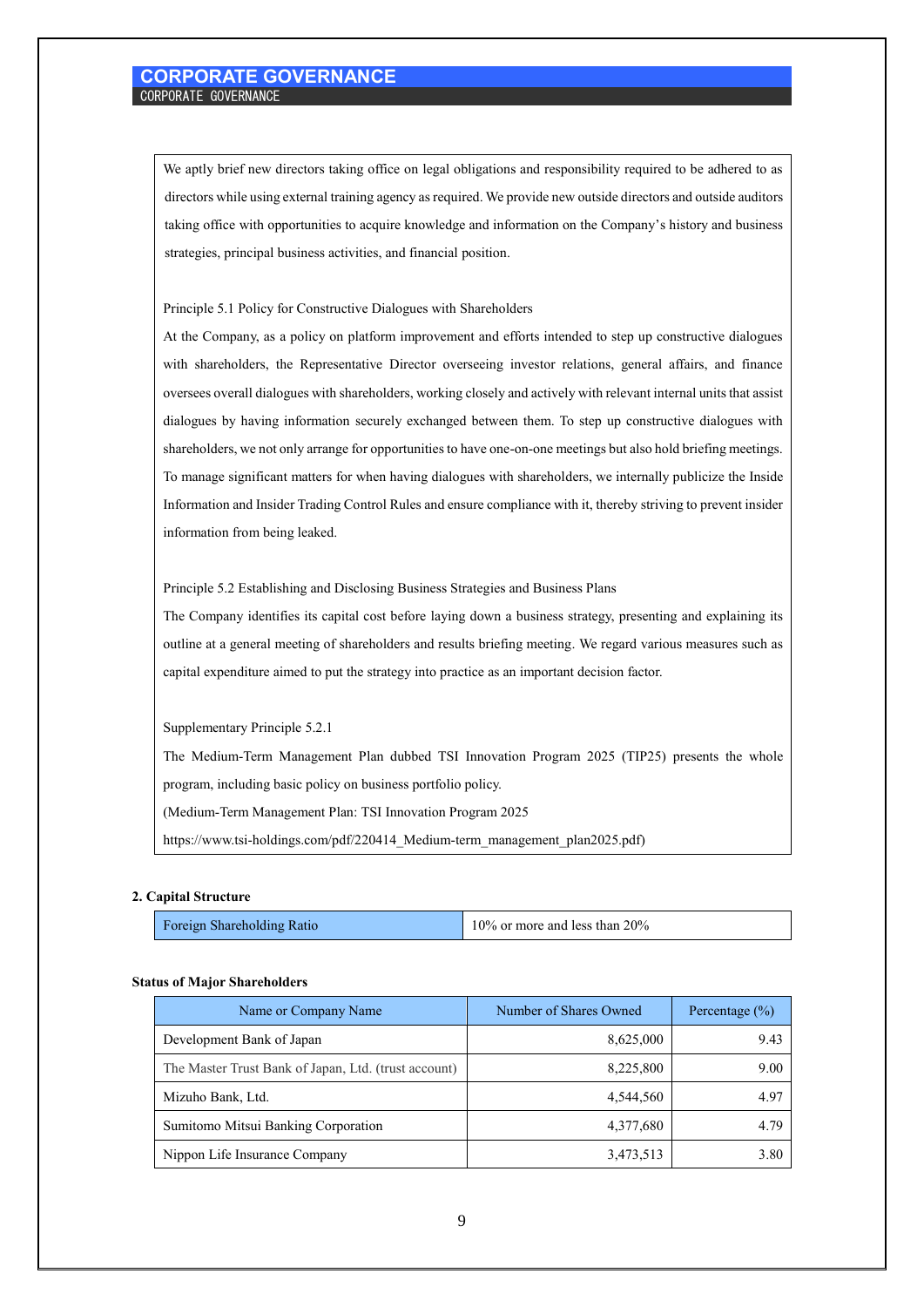We aptly brief new directors taking office on legal obligations and responsibility required to be adhered to as directors while using external training agency as required. We provide new outside directors and outside auditors taking office with opportunities to acquire knowledge and information on the Company's history and business strategies, principal business activities, and financial position.

Principle 5.1 Policy for Constructive Dialogues with Shareholders

At the Company, as a policy on platform improvement and efforts intended to step up constructive dialogues with shareholders, the Representative Director overseeing investor relations, general affairs, and finance oversees overall dialogues with shareholders, working closely and actively with relevant internal units that assist dialogues by having information securely exchanged between them. To step up constructive dialogues with shareholders, we not only arrange for opportunities to have one-on-one meetings but also hold briefing meetings. To manage significant matters for when having dialogues with shareholders, we internally publicize the Inside Information and Insider Trading Control Rules and ensure compliance with it, thereby striving to prevent insider information from being leaked.

Principle 5.2 Establishing and Disclosing Business Strategies and Business Plans

The Company identifies its capital cost before laying down a business strategy, presenting and explaining its outline at a general meeting of shareholders and results briefing meeting. We regard various measures such as capital expenditure aimed to put the strategy into practice as an important decision factor.

Supplementary Principle 5.2.1

The Medium-Term Management Plan dubbed TSI Innovation Program 2025 (TIP25) presents the whole program, including basic policy on business portfolio policy.

(Medium-Term Management Plan: TSI Innovation Program 2025

https://www.tsi-holdings.com/pdf/220414_Medium-term_management_plan2025.pdf)

**2. Capital Structure**

| Foreign Shareholding Ratio | 10% or more and less than 20% |
|---|---|

**Status of Major Shareholders**

| Name or Company Name | Number of Shares Owned | Percentage (%) |
|---|---|---|
| Development Bank of Japan | 8,625,000 | 9.43 |
| The Master Trust Bank of Japan, Ltd. (trust account) | 8,225,800 | 9.00 |
| Mizuho Bank, Ltd. | 4,544,560 | 4.97 |
| Sumitomo Mitsui Banking Corporation | 4,377,680 | 4.79 |
| Nippon Life Insurance Company | 3,473,513 | 3.80 |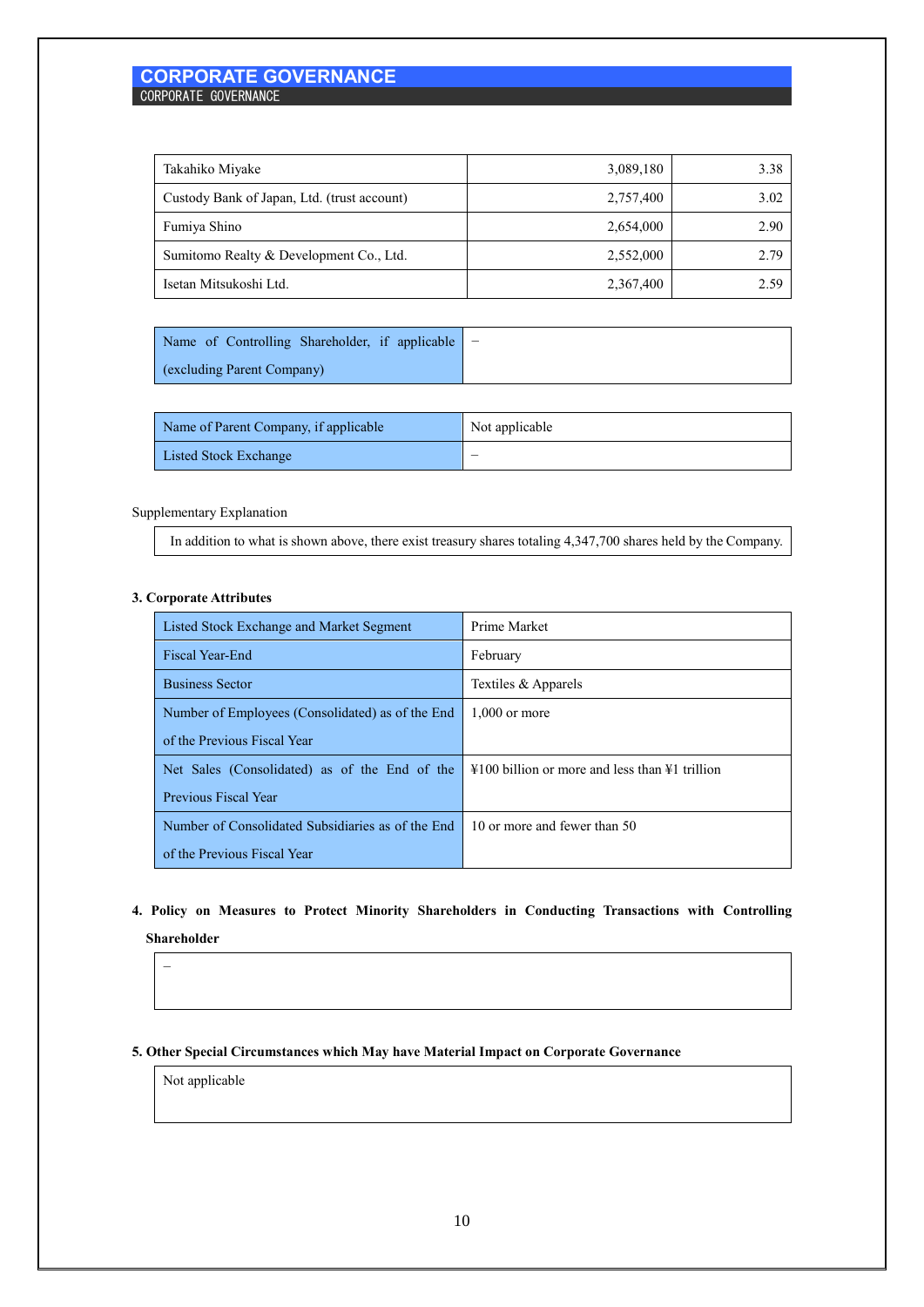| | | |
|---|---|---|
| Takahiko Miyake | 3,089,180 | 3.38 |
| Custody Bank of Japan, Ltd. (trust account) | 2,757,400 | 3.02 |
| Fumiya Shino | 2,654,000 | 2.90 |
| Sumitomo Realty & Development Co., Ltd. | 2,552,000 | 2.79 |
| Isetan Mitsukoshi Ltd. | 2,367,400 | 2.59 |

| | |
|---|---|
| Name of Controlling Shareholder, if applicable (excluding Parent Company) | – |

| | |
|---|---|
| Name of Parent Company, if applicable | Not applicable |
| Listed Stock Exchange | – |

Supplementary Explanation

In addition to what is shown above, there exist treasury shares totaling 4,347,700 shares held by the Company.

**3. Corporate Attributes**

| | |
|---|---|
| Listed Stock Exchange and Market Segment | Prime Market |
| Fiscal Year-End | February |
| Business Sector | Textiles & Apparels |
| Number of Employees (Consolidated) as of the End of the Previous Fiscal Year | 1,000 or more |
| Net Sales (Consolidated) as of the End of the Previous Fiscal Year | ¥100 billion or more and less than ¥1 trillion |
| Number of Consolidated Subsidiaries as of the End of the Previous Fiscal Year | 10 or more and fewer than 50 |

**4. Policy on Measures to Protect Minority Shareholders in Conducting Transactions with Controlling Shareholder**

–

**5. Other Special Circumstances which May have Material Impact on Corporate Governance**

Not applicable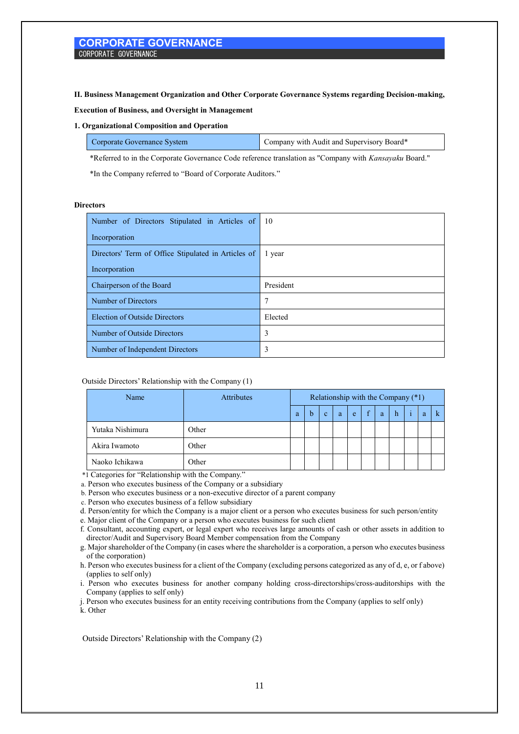# CORPORATE GOVERNANCE

CORPORATE GOVERNANCE

**II. Business Management Organization and Other Corporate Governance Systems regarding Decision-making, Execution of Business, and Oversight in Management**

**1. Organizational Composition and Operation**

| Corporate Governance System | Company with Audit and Supervisory Board* |
|---|---|

*Referred to in the Corporate Governance Code reference translation as "Company with *Kansayaku* Board."

*In the Company referred to "Board of Corporate Auditors."

**Directors**

| Number of Directors Stipulated in Articles of Incorporation | 10 |
|---|---|
| Directors' Term of Office Stipulated in Articles of Incorporation | 1 year |
| Chairperson of the Board | President |
| Number of Directors | 7 |
| Election of Outside Directors | Elected |
| Number of Outside Directors | 3 |
| Number of Independent Directors | 3 |

Outside Directors' Relationship with the Company (1)

| Name | Attributes | Relationship with the Company (*1) | | | | | | | | | | |
|---|---|---|---|---|---|---|---|---|---|---|---|---|
| | | a | b | c | a | e | f | a | h | i | a | k |
| Yutaka Nishimura | Other | | | | | | | | | | | |
| Akira Iwamoto | Other | | | | | | | | | | | |
| Naoko Ichikawa | Other | | | | | | | | | | | |

*1 Categories for "Relationship with the Company."

a. Person who executes business of the Company or a subsidiary
b. Person who executes business or a non-executive director of a parent company
c. Person who executes business of a fellow subsidiary
d. Person/entity for which the Company is a major client or a person who executes business for such person/entity
e. Major client of the Company or a person who executes business for such client
f. Consultant, accounting expert, or legal expert who receives large amounts of cash or other assets in addition to director/Audit and Supervisory Board Member compensation from the Company
g. Major shareholder of the Company (in cases where the shareholder is a corporation, a person who executes business of the corporation)
h. Person who executes business for a client of the Company (excluding persons categorized as any of d, e, or f above) (applies to self only)
i. Person who executes business for another company holding cross-directorships/cross-auditorships with the Company (applies to self only)
j. Person who executes business for an entity receiving contributions from the Company (applies to self only)
k. Other

Outside Directors' Relationship with the Company (2)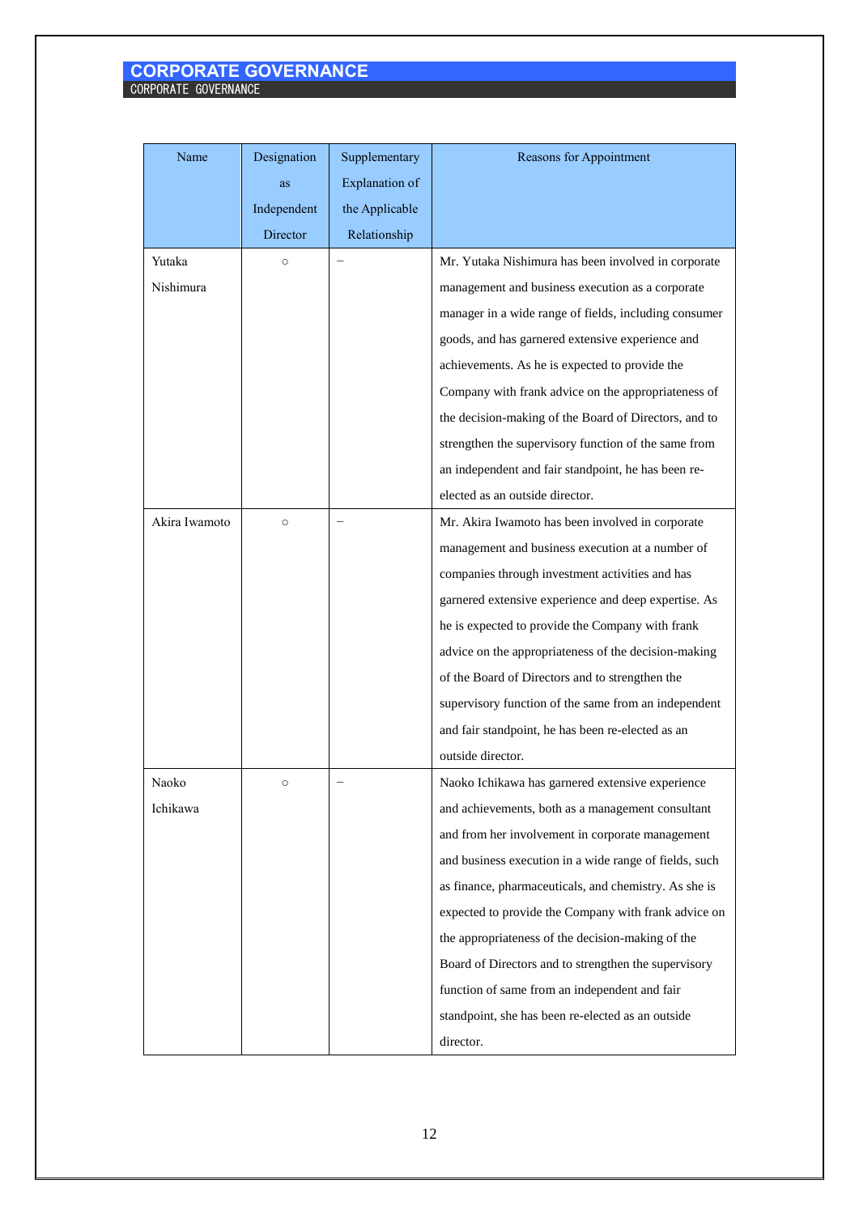| Name | Designation as Independent Director | Supplementary Explanation of the Applicable Relationship | Reasons for Appointment |
| --- | --- | --- | --- |
| Yutaka Nishimura | ○ | – | Mr. Yutaka Nishimura has been involved in corporate management and business execution as a corporate manager in a wide range of fields, including consumer goods, and has garnered extensive experience and achievements. As he is expected to provide the Company with frank advice on the appropriateness of the decision-making of the Board of Directors, and to strengthen the supervisory function of the same from an independent and fair standpoint, he has been re-elected as an outside director. |
| Akira Iwamoto | ○ | – | Mr. Akira Iwamoto has been involved in corporate management and business execution at a number of companies through investment activities and has garnered extensive experience and deep expertise. As he is expected to provide the Company with frank advice on the appropriateness of the decision-making of the Board of Directors and to strengthen the supervisory function of the same from an independent and fair standpoint, he has been re-elected as an outside director. |
| Naoko Ichikawa | ○ | – | Naoko Ichikawa has garnered extensive experience and achievements, both as a management consultant and from her involvement in corporate management and business execution in a wide range of fields, such as finance, pharmaceuticals, and chemistry. As she is expected to provide the Company with frank advice on the appropriateness of the decision-making of the Board of Directors and to strengthen the supervisory function of same from an independent and fair standpoint, she has been re-elected as an outside director. |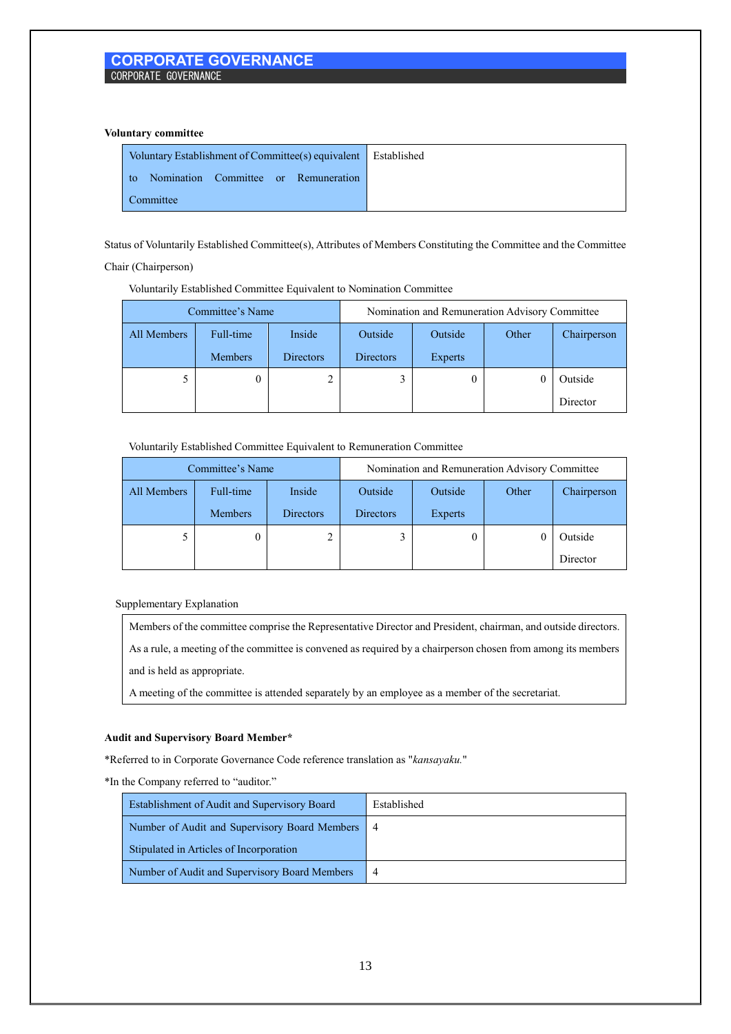# CORPORATE GOVERNANCE

CORPORATE GOVERNANCE

**Voluntary committee**

| Voluntary Establishment of Committee(s) equivalent to Nomination Committee or Remuneration Committee | Established |
|---|---|

Status of Voluntarily Established Committee(s), Attributes of Members Constituting the Committee and the Committee Chair (Chairperson)

Voluntarily Established Committee Equivalent to Nomination Committee

| Committee's Name | | | Nomination and Remuneration Advisory Committee | | | |
|---|---|---|---|---|---|---|
| All Members | Full-time Members | Inside Directors | Outside Directors | Outside Experts | Other | Chairperson |
| 5 | 0 | 2 | 3 | 0 | 0 | Outside Director |

Voluntarily Established Committee Equivalent to Remuneration Committee

| Committee's Name | | | Nomination and Remuneration Advisory Committee | | | |
|---|---|---|---|---|---|---|
| All Members | Full-time Members | Inside Directors | Outside Directors | Outside Experts | Other | Chairperson |
| 5 | 0 | 2 | 3 | 0 | 0 | Outside Director |

Supplementary Explanation

Members of the committee comprise the Representative Director and President, chairman, and outside directors.
As a rule, a meeting of the committee is convened as required by a chairperson chosen from among its members and is held as appropriate.
A meeting of the committee is attended separately by an employee as a member of the secretariat.

**Audit and Supervisory Board Member***

*Referred to in Corporate Governance Code reference translation as "*kansayaku.*"

*In the Company referred to "auditor."

| Establishment of Audit and Supervisory Board | Established |
|---|---|
| Number of Audit and Supervisory Board Members Stipulated in Articles of Incorporation | 4 |
| Number of Audit and Supervisory Board Members | 4 |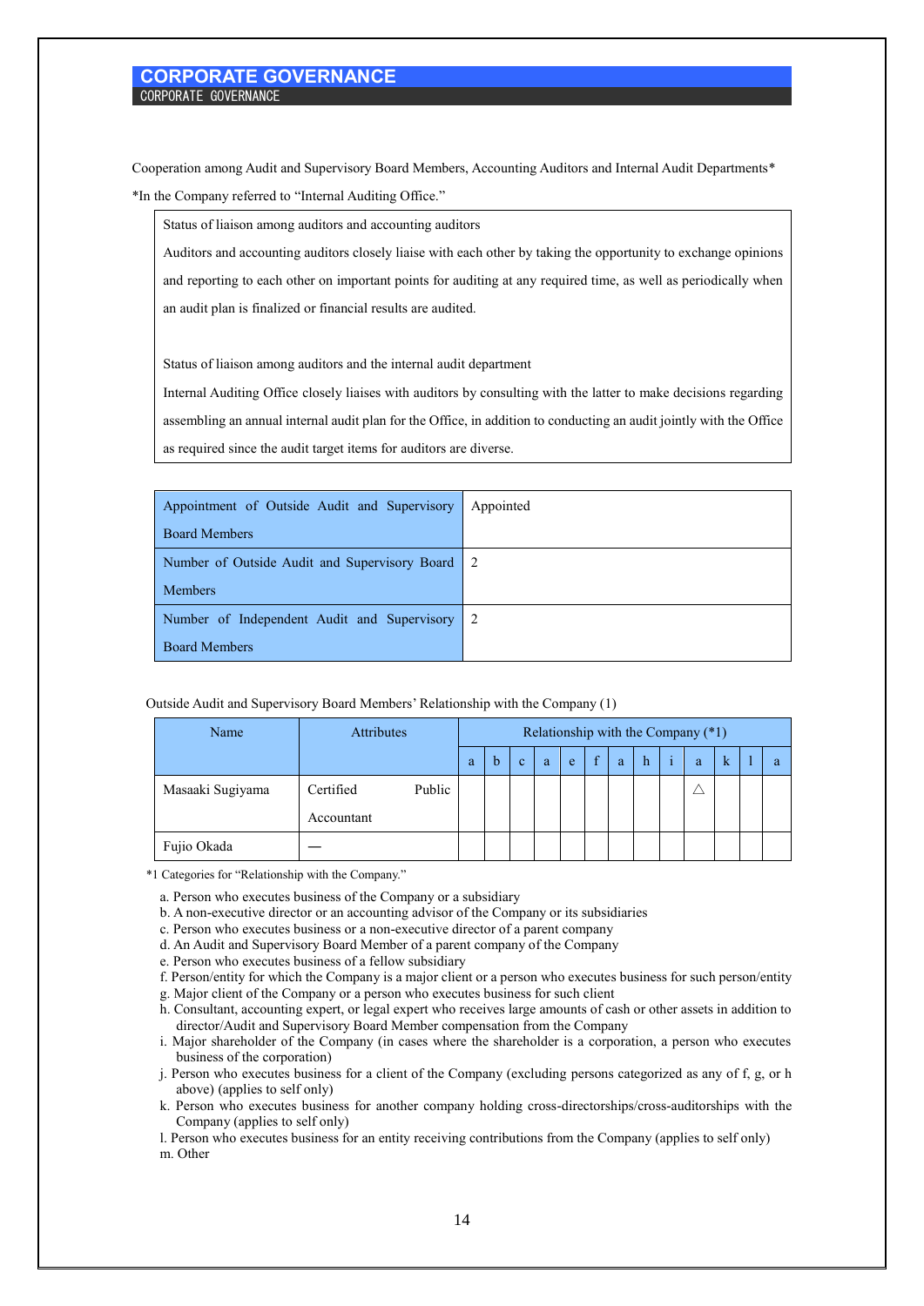Cooperation among Audit and Supervisory Board Members, Accounting Auditors and Internal Audit Departments*

*In the Company referred to "Internal Auditing Office."

| Status of liaison among auditors and accounting auditors |
|---|
| Auditors and accounting auditors closely liaise with each other by taking the opportunity to exchange opinions and reporting to each other on important points for auditing at any required time, as well as periodically when an audit plan is finalized or financial results are audited. |
| Status of liaison among auditors and the internal audit department |
| Internal Auditing Office closely liaises with auditors by consulting with the latter to make decisions regarding assembling an annual internal audit plan for the Office, in addition to conducting an audit jointly with the Office as required since the audit target items for auditors are diverse. |

| | |
|---|---|
| Appointment of Outside Audit and Supervisory Board Members | Appointed |
| Number of Outside Audit and Supervisory Board Members | 2 |
| Number of Independent Audit and Supervisory Board Members | 2 |

Outside Audit and Supervisory Board Members' Relationship with the Company (1)

| Name | Attributes | Relationship with the Company (*1) | | | | | | | | | | | | |
|---|---|---|---|---|---|---|---|---|---|---|---|---|---|---|
| | | a | b | c | a | e | f | a | h | i | a | k | l | a |
| Masaaki Sugiyama | Certified Public Accountant | | | | | | | | | | △ | | | |
| Fujio Okada | — | | | | | | | | | | | | | |

*1 Categories for "Relationship with the Company."

a. Person who executes business of the Company or a subsidiary
b. A non-executive director or an accounting advisor of the Company or its subsidiaries
c. Person who executes business or a non-executive director of a parent company
d. An Audit and Supervisory Board Member of a parent company of the Company
e. Person who executes business of a fellow subsidiary
f. Person/entity for which the Company is a major client or a person who executes business for such person/entity
g. Major client of the Company or a person who executes business for such client
h. Consultant, accounting expert, or legal expert who receives large amounts of cash or other assets in addition to director/Audit and Supervisory Board Member compensation from the Company
i. Major shareholder of the Company (in cases where the shareholder is a corporation, a person who executes business of the corporation)
j. Person who executes business for a client of the Company (excluding persons categorized as any of f, g, or h above) (applies to self only)
k. Person who executes business for another company holding cross-directorships/cross-auditorships with the Company (applies to self only)
l. Person who executes business for an entity receiving contributions from the Company (applies to self only)
m. Other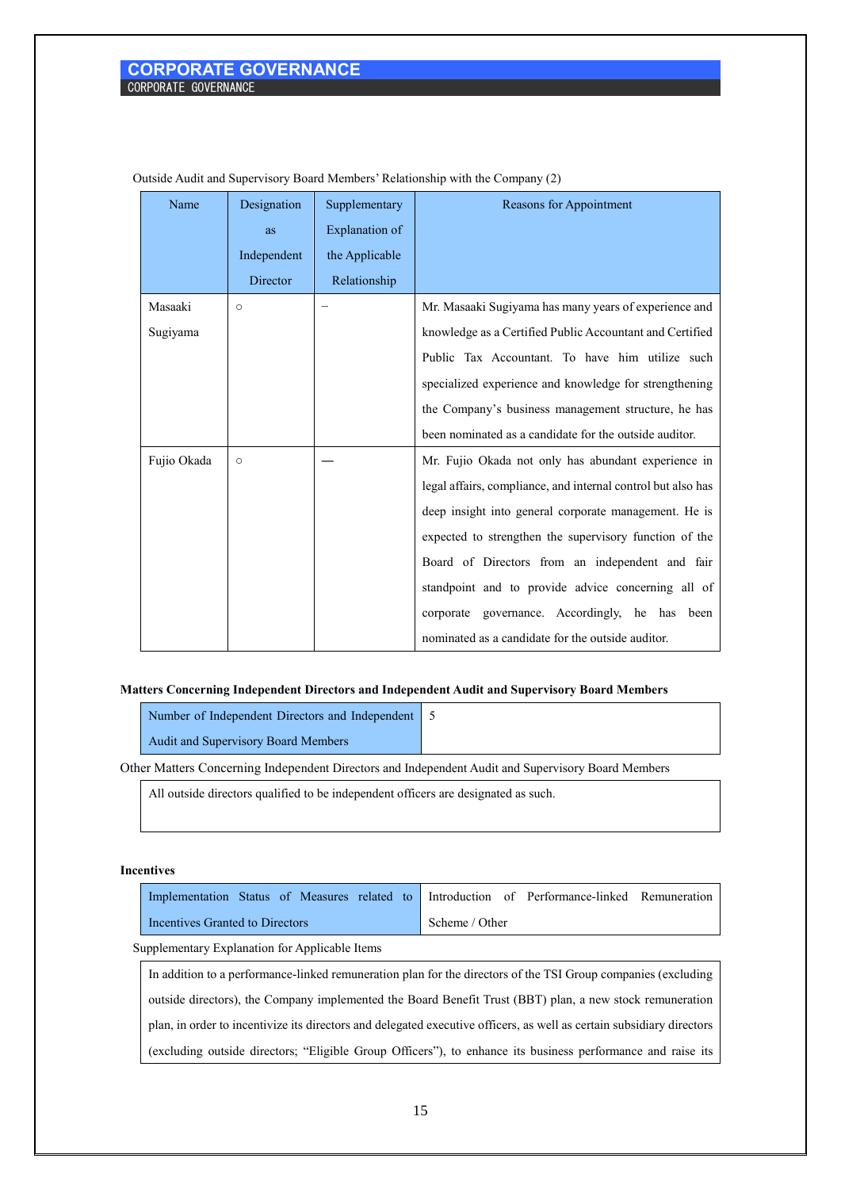Outside Audit and Supervisory Board Members' Relationship with the Company (2)

| Name | Designation as Independent Director | Supplementary Explanation of the Applicable Relationship | Reasons for Appointment |
|---|---|---|---|
| Masaaki Sugiyama | ○ | – | Mr. Masaaki Sugiyama has many years of experience and knowledge as a Certified Public Accountant and Certified Public Tax Accountant. To have him utilize such specialized experience and knowledge for strengthening the Company's business management structure, he has been nominated as a candidate for the outside auditor. |
| Fujio Okada | ○ | — | Mr. Fujio Okada not only has abundant experience in legal affairs, compliance, and internal control but also has deep insight into general corporate management. He is expected to strengthen the supervisory function of the Board of Directors from an independent and fair standpoint and to provide advice concerning all of corporate governance. Accordingly, he has been nominated as a candidate for the outside auditor. |

**Matters Concerning Independent Directors and Independent Audit and Supervisory Board Members**

| Number of Independent Directors and Independent Audit and Supervisory Board Members | 5 |
|---|---|

Other Matters Concerning Independent Directors and Independent Audit and Supervisory Board Members

All outside directors qualified to be independent officers are designated as such.

**Incentives**

| Implementation Status of Measures related to Incentives Granted to Directors | Introduction of Performance-linked Remuneration Scheme / Other |
|---|---|

Supplementary Explanation for Applicable Items

In addition to a performance-linked remuneration plan for the directors of the TSI Group companies (excluding outside directors), the Company implemented the Board Benefit Trust (BBT) plan, a new stock remuneration plan, in order to incentivize its directors and delegated executive officers, as well as certain subsidiary directors (excluding outside directors; "Eligible Group Officers"), to enhance its business performance and raise its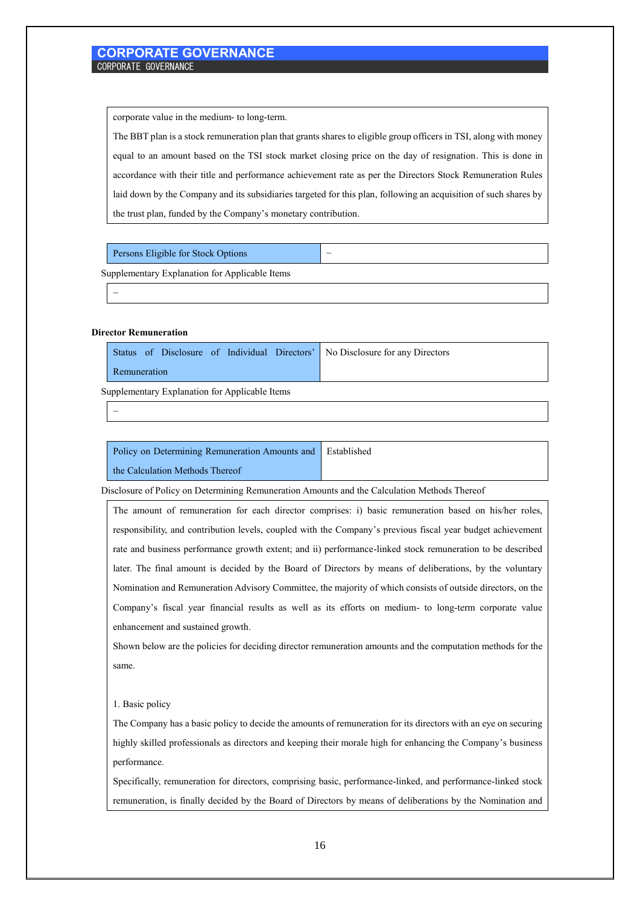corporate value in the medium- to long-term.

The BBT plan is a stock remuneration plan that grants shares to eligible group officers in TSI, along with money equal to an amount based on the TSI stock market closing price on the day of resignation. This is done in accordance with their title and performance achievement rate as per the Directors Stock Remuneration Rules laid down by the Company and its subsidiaries targeted for this plan, following an acquisition of such shares by the trust plan, funded by the Company's monetary contribution.

| Persons Eligible for Stock Options | – |
|---|---|

Supplementary Explanation for Applicable Items

–

**Director Remuneration**

| Status of Disclosure of Individual Directors' Remuneration | No Disclosure for any Directors |
|---|---|

Supplementary Explanation for Applicable Items

–

| Policy on Determining Remuneration Amounts and the Calculation Methods Thereof | Established |
|---|---|

Disclosure of Policy on Determining Remuneration Amounts and the Calculation Methods Thereof

The amount of remuneration for each director comprises: i) basic remuneration based on his/her roles, responsibility, and contribution levels, coupled with the Company's previous fiscal year budget achievement rate and business performance growth extent; and ii) performance-linked stock remuneration to be described later. The final amount is decided by the Board of Directors by means of deliberations, by the voluntary Nomination and Remuneration Advisory Committee, the majority of which consists of outside directors, on the Company's fiscal year financial results as well as its efforts on medium- to long-term corporate value enhancement and sustained growth.

Shown below are the policies for deciding director remuneration amounts and the computation methods for the same.

1. Basic policy

The Company has a basic policy to decide the amounts of remuneration for its directors with an eye on securing highly skilled professionals as directors and keeping their morale high for enhancing the Company's business performance.

Specifically, remuneration for directors, comprising basic, performance-linked, and performance-linked stock remuneration, is finally decided by the Board of Directors by means of deliberations by the Nomination and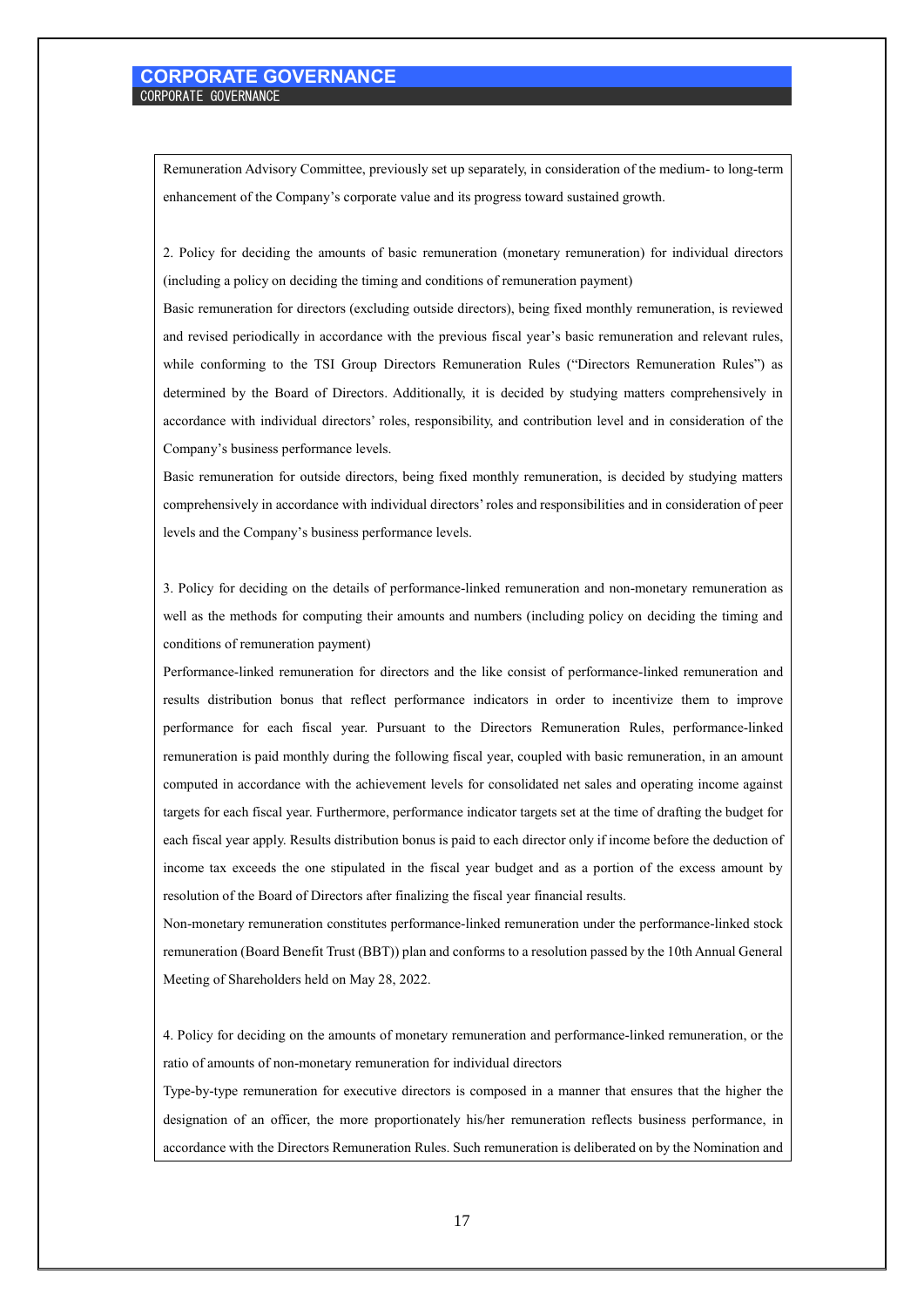Remuneration Advisory Committee, previously set up separately, in consideration of the medium- to long-term enhancement of the Company's corporate value and its progress toward sustained growth.

2. Policy for deciding the amounts of basic remuneration (monetary remuneration) for individual directors (including a policy on deciding the timing and conditions of remuneration payment)

Basic remuneration for directors (excluding outside directors), being fixed monthly remuneration, is reviewed and revised periodically in accordance with the previous fiscal year's basic remuneration and relevant rules, while conforming to the TSI Group Directors Remuneration Rules ("Directors Remuneration Rules") as determined by the Board of Directors. Additionally, it is decided by studying matters comprehensively in accordance with individual directors' roles, responsibility, and contribution level and in consideration of the Company's business performance levels.

Basic remuneration for outside directors, being fixed monthly remuneration, is decided by studying matters comprehensively in accordance with individual directors' roles and responsibilities and in consideration of peer levels and the Company's business performance levels.

3. Policy for deciding on the details of performance-linked remuneration and non-monetary remuneration as well as the methods for computing their amounts and numbers (including policy on deciding the timing and conditions of remuneration payment)

Performance-linked remuneration for directors and the like consist of performance-linked remuneration and results distribution bonus that reflect performance indicators in order to incentivize them to improve performance for each fiscal year. Pursuant to the Directors Remuneration Rules, performance-linked remuneration is paid monthly during the following fiscal year, coupled with basic remuneration, in an amount computed in accordance with the achievement levels for consolidated net sales and operating income against targets for each fiscal year. Furthermore, performance indicator targets set at the time of drafting the budget for each fiscal year apply. Results distribution bonus is paid to each director only if income before the deduction of income tax exceeds the one stipulated in the fiscal year budget and as a portion of the excess amount by resolution of the Board of Directors after finalizing the fiscal year financial results.

Non-monetary remuneration constitutes performance-linked remuneration under the performance-linked stock remuneration (Board Benefit Trust (BBT)) plan and conforms to a resolution passed by the 10th Annual General Meeting of Shareholders held on May 28, 2022.

4. Policy for deciding on the amounts of monetary remuneration and performance-linked remuneration, or the ratio of amounts of non-monetary remuneration for individual directors

Type-by-type remuneration for executive directors is composed in a manner that ensures that the higher the designation of an officer, the more proportionately his/her remuneration reflects business performance, in accordance with the Directors Remuneration Rules. Such remuneration is deliberated on by the Nomination and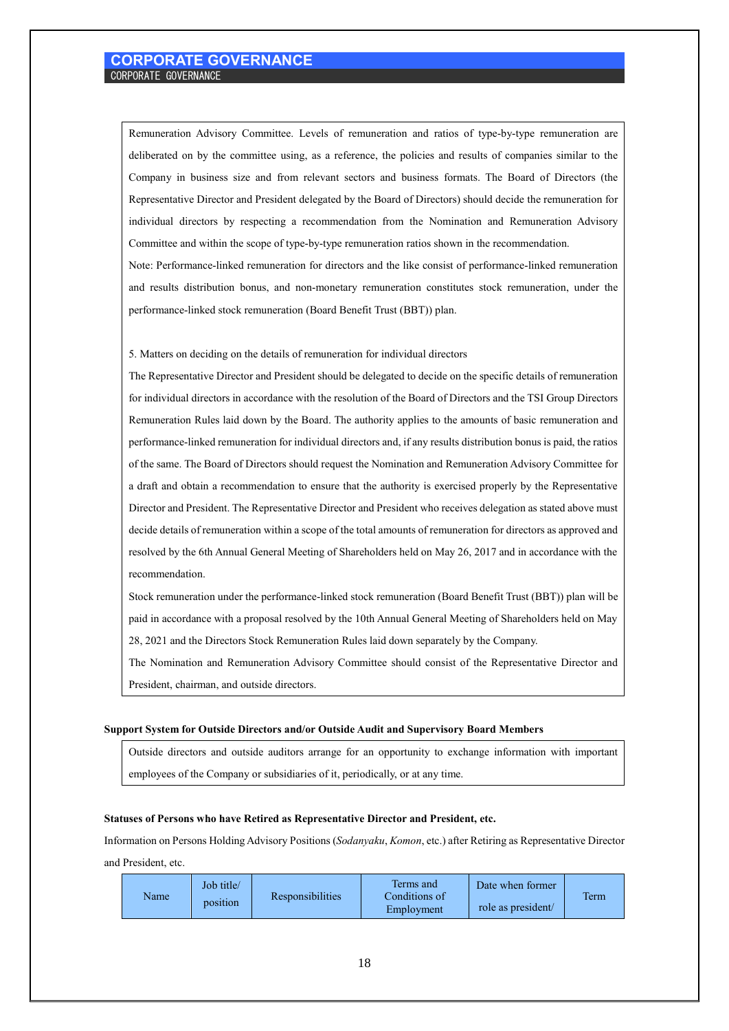Remuneration Advisory Committee. Levels of remuneration and ratios of type-by-type remuneration are deliberated on by the committee using, as a reference, the policies and results of companies similar to the Company in business size and from relevant sectors and business formats. The Board of Directors (the Representative Director and President delegated by the Board of Directors) should decide the remuneration for individual directors by respecting a recommendation from the Nomination and Remuneration Advisory Committee and within the scope of type-by-type remuneration ratios shown in the recommendation.

Note: Performance-linked remuneration for directors and the like consist of performance-linked remuneration and results distribution bonus, and non-monetary remuneration constitutes stock remuneration, under the performance-linked stock remuneration (Board Benefit Trust (BBT)) plan.

5. Matters on deciding on the details of remuneration for individual directors

The Representative Director and President should be delegated to decide on the specific details of remuneration for individual directors in accordance with the resolution of the Board of Directors and the TSI Group Directors Remuneration Rules laid down by the Board. The authority applies to the amounts of basic remuneration and performance-linked remuneration for individual directors and, if any results distribution bonus is paid, the ratios of the same. The Board of Directors should request the Nomination and Remuneration Advisory Committee for a draft and obtain a recommendation to ensure that the authority is exercised properly by the Representative Director and President. The Representative Director and President who receives delegation as stated above must decide details of remuneration within a scope of the total amounts of remuneration for directors as approved and resolved by the 6th Annual General Meeting of Shareholders held on May 26, 2017 and in accordance with the recommendation.

Stock remuneration under the performance-linked stock remuneration (Board Benefit Trust (BBT)) plan will be paid in accordance with a proposal resolved by the 10th Annual General Meeting of Shareholders held on May 28, 2021 and the Directors Stock Remuneration Rules laid down separately by the Company.

The Nomination and Remuneration Advisory Committee should consist of the Representative Director and President, chairman, and outside directors.

**Support System for Outside Directors and/or Outside Audit and Supervisory Board Members**

Outside directors and outside auditors arrange for an opportunity to exchange information with important employees of the Company or subsidiaries of it, periodically, or at any time.

**Statuses of Persons who have Retired as Representative Director and President, etc.**

Information on Persons Holding Advisory Positions (*Sodanyaku*, *Komon*, etc.) after Retiring as Representative Director and President, etc.

| Name | Job title/ position | Responsibilities | Terms and Conditions of Employment | Date when former role as president/ | Term |
|---|---|---|---|---|---|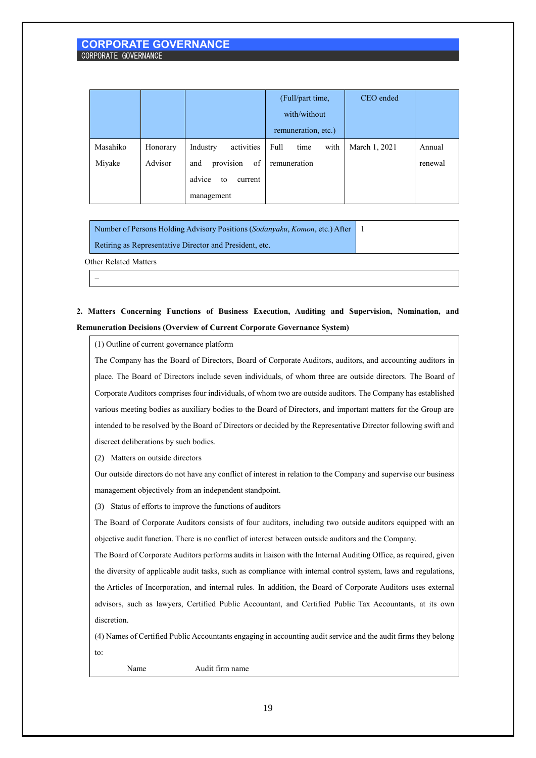| | | | (Full/part time, with/without remuneration, etc.) | CEO ended | |
|---|---|---|---|---|---|
| Masahiko Miyake | Honorary Advisor | Industry activities and provision of advice to current management | Full time with remuneration | March 1, 2021 | Annual renewal |

| Number of Persons Holding Advisory Positions (*Sodanyaku*, *Komon*, etc.) After Retiring as Representative Director and President, etc. | 1 |
|---|---|

Other Related Matters

–

**2. Matters Concerning Functions of Business Execution, Auditing and Supervision, Nomination, and Remuneration Decisions (Overview of Current Corporate Governance System)**

(1) Outline of current governance platform

The Company has the Board of Directors, Board of Corporate Auditors, auditors, and accounting auditors in place. The Board of Directors include seven individuals, of whom three are outside directors. The Board of Corporate Auditors comprises four individuals, of whom two are outside auditors. The Company has established various meeting bodies as auxiliary bodies to the Board of Directors, and important matters for the Group are intended to be resolved by the Board of Directors or decided by the Representative Director following swift and discreet deliberations by such bodies.

(2) Matters on outside directors

Our outside directors do not have any conflict of interest in relation to the Company and supervise our business management objectively from an independent standpoint.

(3) Status of efforts to improve the functions of auditors

The Board of Corporate Auditors consists of four auditors, including two outside auditors equipped with an objective audit function. There is no conflict of interest between outside auditors and the Company.

The Board of Corporate Auditors performs audits in liaison with the Internal Auditing Office, as required, given the diversity of applicable audit tasks, such as compliance with internal control system, laws and regulations, the Articles of Incorporation, and internal rules. In addition, the Board of Corporate Auditors uses external advisors, such as lawyers, Certified Public Accountant, and Certified Public Tax Accountants, at its own discretion.

(4) Names of Certified Public Accountants engaging in accounting audit service and the audit firms they belong to:

Name    Audit firm name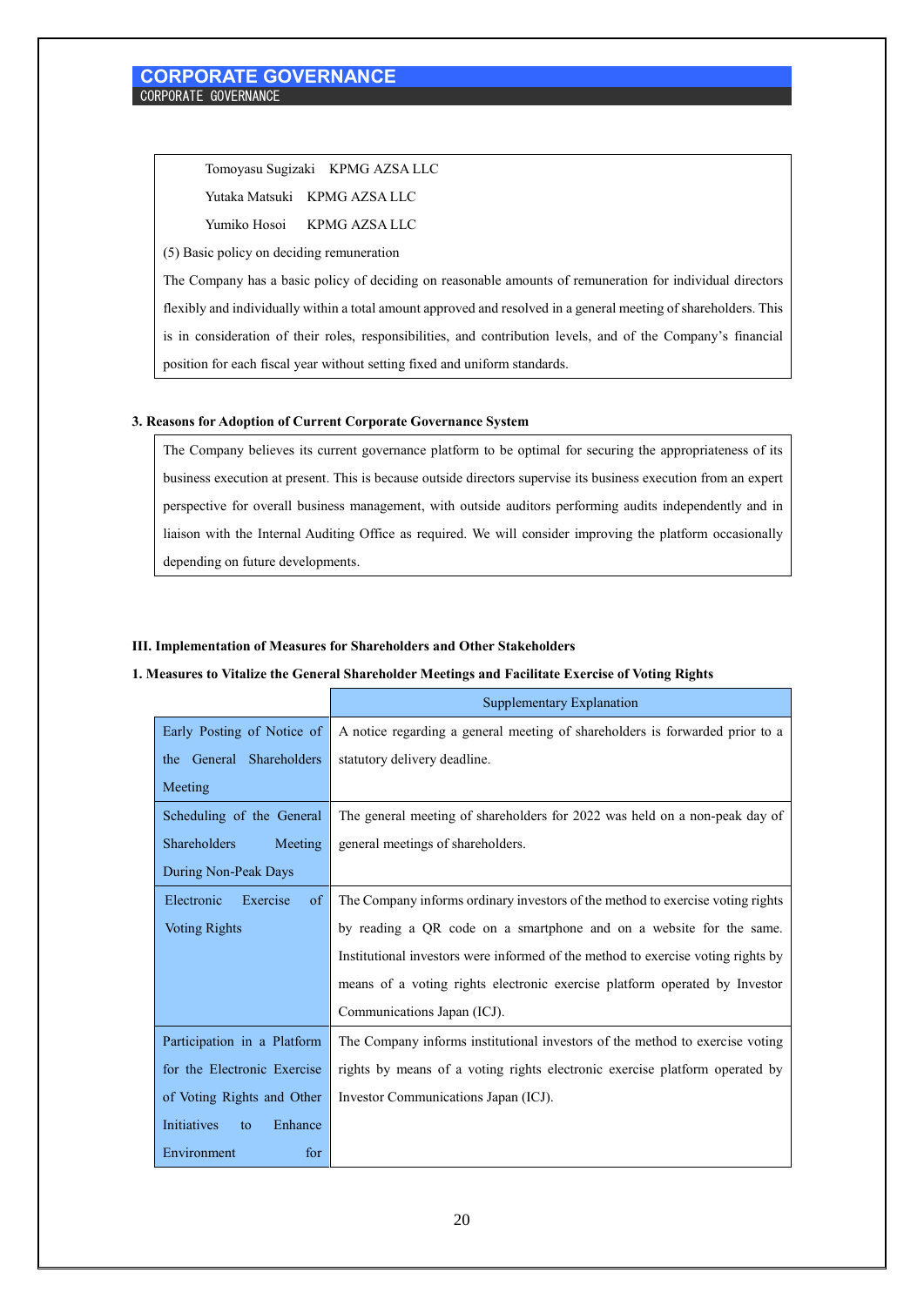Tomoyasu Sugizaki KPMG AZSA LLC

Yutaka Matsuki KPMG AZSA LLC

Yumiko Hosoi KPMG AZSA LLC

(5) Basic policy on deciding remuneration

The Company has a basic policy of deciding on reasonable amounts of remuneration for individual directors flexibly and individually within a total amount approved and resolved in a general meeting of shareholders. This is in consideration of their roles, responsibilities, and contribution levels, and of the Company's financial position for each fiscal year without setting fixed and uniform standards.

**3. Reasons for Adoption of Current Corporate Governance System**

The Company believes its current governance platform to be optimal for securing the appropriateness of its business execution at present. This is because outside directors supervise its business execution from an expert perspective for overall business management, with outside auditors performing audits independently and in liaison with the Internal Auditing Office as required. We will consider improving the platform occasionally depending on future developments.

**III. Implementation of Measures for Shareholders and Other Stakeholders**

**1. Measures to Vitalize the General Shareholder Meetings and Facilitate Exercise of Voting Rights**

| | Supplementary Explanation |
|---|---|
| Early Posting of Notice of the General Shareholders Meeting | A notice regarding a general meeting of shareholders is forwarded prior to a statutory delivery deadline. |
| Scheduling of the General Shareholders Meeting During Non-Peak Days | The general meeting of shareholders for 2022 was held on a non-peak day of general meetings of shareholders. |
| Electronic Exercise of Voting Rights | The Company informs ordinary investors of the method to exercise voting rights by reading a QR code on a smartphone and on a website for the same. Institutional investors were informed of the method to exercise voting rights by means of a voting rights electronic exercise platform operated by Investor Communications Japan (ICJ). |
| Participation in a Platform for the Electronic Exercise of Voting Rights and Other Initiatives to Enhance Environment for | The Company informs institutional investors of the method to exercise voting rights by means of a voting rights electronic exercise platform operated by Investor Communications Japan (ICJ). |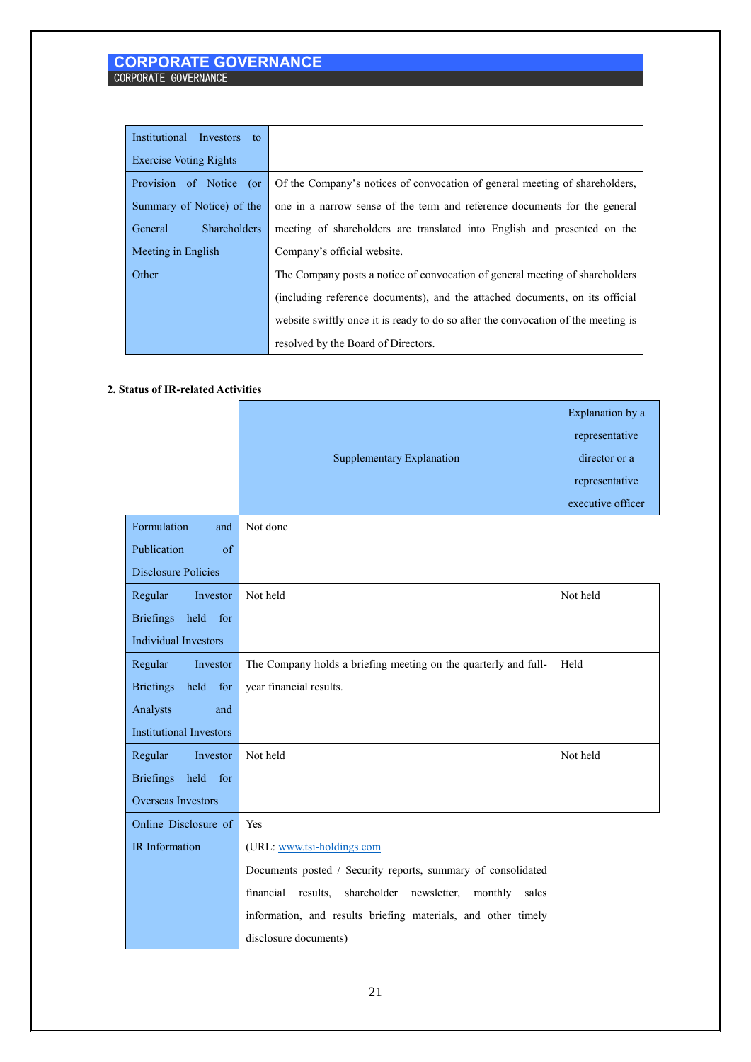| | |
|---|---|
| Institutional Investors to Exercise Voting Rights | |
| Provision of Notice (or Summary of Notice) of the General Shareholders Meeting in English | Of the Company's notices of convocation of general meeting of shareholders, one in a narrow sense of the term and reference documents for the general meeting of shareholders are translated into English and presented on the Company's official website. |
| Other | The Company posts a notice of convocation of general meeting of shareholders (including reference documents), and the attached documents, on its official website swiftly once it is ready to do so after the convocation of the meeting is resolved by the Board of Directors. |

**2. Status of IR-related Activities**

| | Supplementary Explanation | Explanation by a representative director or a representative executive officer |
|---|---|---|
| Formulation and Publication of Disclosure Policies | Not done | |
| Regular Investor Briefings held for Individual Investors | Not held | Not held |
| Regular Investor Briefings held for Analysts and Institutional Investors | The Company holds a briefing meeting on the quarterly and full-year financial results. | Held |
| Regular Investor Briefings held for Overseas Investors | Not held | Not held |
| Online Disclosure of IR Information | Yes<br>(URL: www.tsi-holdings.com<br>Documents posted / Security reports, summary of consolidated financial results, shareholder newsletter, monthly sales information, and results briefing materials, and other timely disclosure documents) | |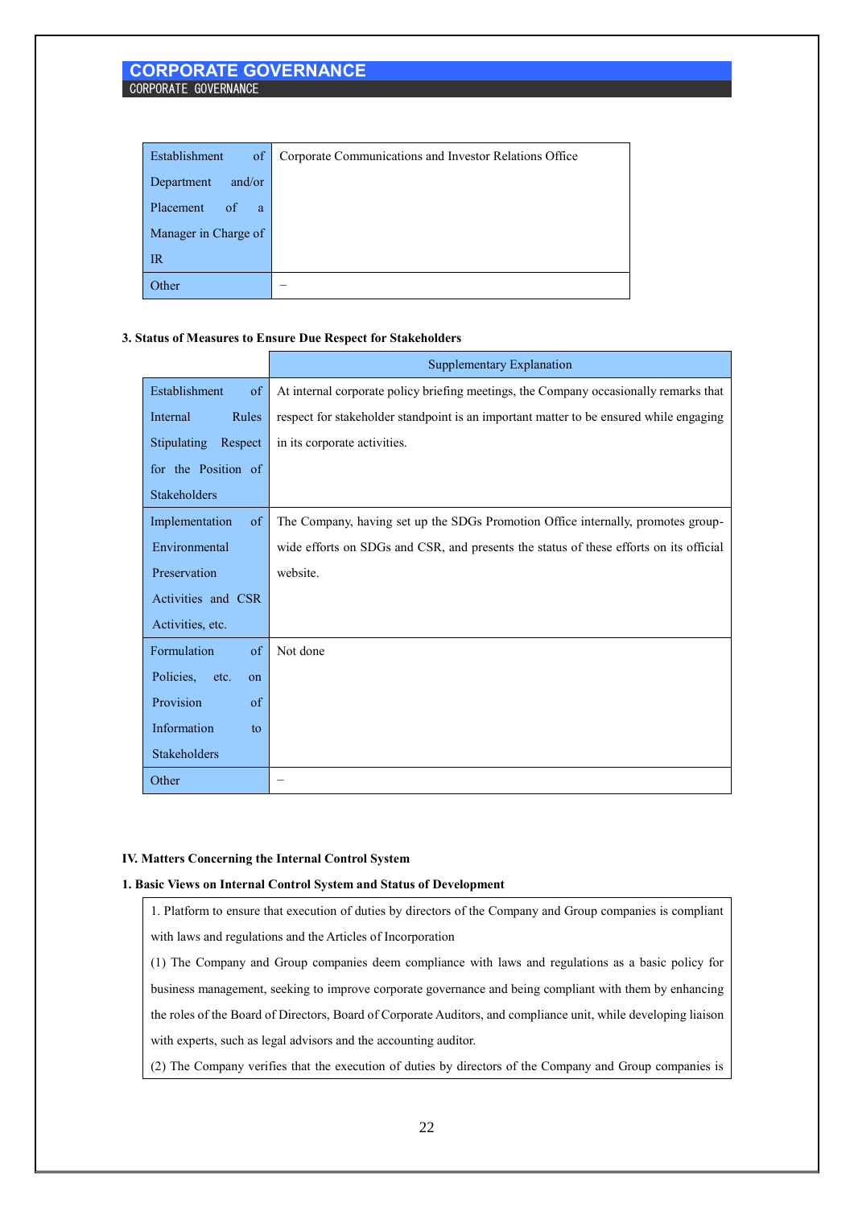| Establishment of Department and/or Placement of a Manager in Charge of IR | Corporate Communications and Investor Relations Office |
| --- | --- |
| Other | – |

**3. Status of Measures to Ensure Due Respect for Stakeholders**

| | Supplementary Explanation |
| --- | --- |
| Establishment of Internal Rules Stipulating Respect for the Position of Stakeholders | At internal corporate policy briefing meetings, the Company occasionally remarks that respect for stakeholder standpoint is an important matter to be ensured while engaging in its corporate activities. |
| Implementation of Environmental Preservation Activities and CSR Activities, etc. | The Company, having set up the SDGs Promotion Office internally, promotes group-wide efforts on SDGs and CSR, and presents the status of these efforts on its official website. |
| Formulation of Policies, etc. on Provision of Information to Stakeholders | Not done |
| Other | – |

**IV. Matters Concerning the Internal Control System**

**1. Basic Views on Internal Control System and Status of Development**

1. Platform to ensure that execution of duties by directors of the Company and Group companies is compliant with laws and regulations and the Articles of Incorporation

(1) The Company and Group companies deem compliance with laws and regulations as a basic policy for business management, seeking to improve corporate governance and being compliant with them by enhancing the roles of the Board of Directors, Board of Corporate Auditors, and compliance unit, while developing liaison with experts, such as legal advisors and the accounting auditor.

(2) The Company verifies that the execution of duties by directors of the Company and Group companies is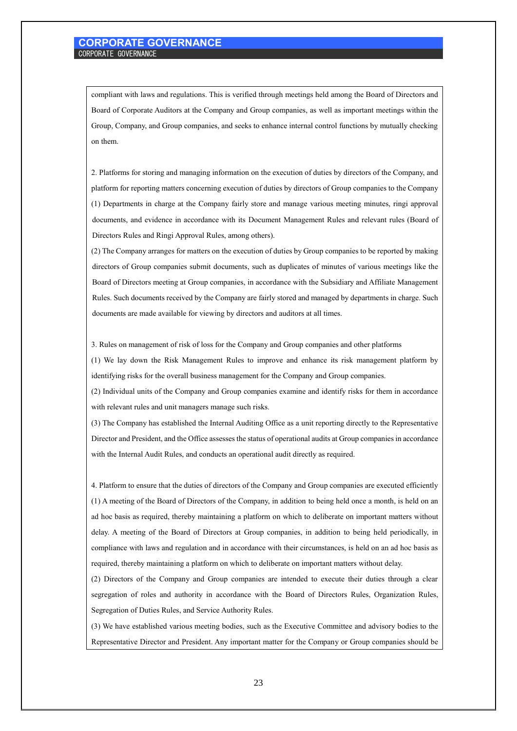compliant with laws and regulations. This is verified through meetings held among the Board of Directors and Board of Corporate Auditors at the Company and Group companies, as well as important meetings within the Group, Company, and Group companies, and seeks to enhance internal control functions by mutually checking on them.

2. Platforms for storing and managing information on the execution of duties by directors of the Company, and platform for reporting matters concerning execution of duties by directors of Group companies to the Company

(1) Departments in charge at the Company fairly store and manage various meeting minutes, ringi approval documents, and evidence in accordance with its Document Management Rules and relevant rules (Board of Directors Rules and Ringi Approval Rules, among others).

(2) The Company arranges for matters on the execution of duties by Group companies to be reported by making directors of Group companies submit documents, such as duplicates of minutes of various meetings like the Board of Directors meeting at Group companies, in accordance with the Subsidiary and Affiliate Management Rules. Such documents received by the Company are fairly stored and managed by departments in charge. Such documents are made available for viewing by directors and auditors at all times.

3. Rules on management of risk of loss for the Company and Group companies and other platforms

(1) We lay down the Risk Management Rules to improve and enhance its risk management platform by identifying risks for the overall business management for the Company and Group companies.

(2) Individual units of the Company and Group companies examine and identify risks for them in accordance with relevant rules and unit managers manage such risks.

(3) The Company has established the Internal Auditing Office as a unit reporting directly to the Representative Director and President, and the Office assesses the status of operational audits at Group companies in accordance with the Internal Audit Rules, and conducts an operational audit directly as required.

4. Platform to ensure that the duties of directors of the Company and Group companies are executed efficiently

(1) A meeting of the Board of Directors of the Company, in addition to being held once a month, is held on an ad hoc basis as required, thereby maintaining a platform on which to deliberate on important matters without delay. A meeting of the Board of Directors at Group companies, in addition to being held periodically, in compliance with laws and regulation and in accordance with their circumstances, is held on an ad hoc basis as required, thereby maintaining a platform on which to deliberate on important matters without delay.

(2) Directors of the Company and Group companies are intended to execute their duties through a clear segregation of roles and authority in accordance with the Board of Directors Rules, Organization Rules, Segregation of Duties Rules, and Service Authority Rules.

(3) We have established various meeting bodies, such as the Executive Committee and advisory bodies to the Representative Director and President. Any important matter for the Company or Group companies should be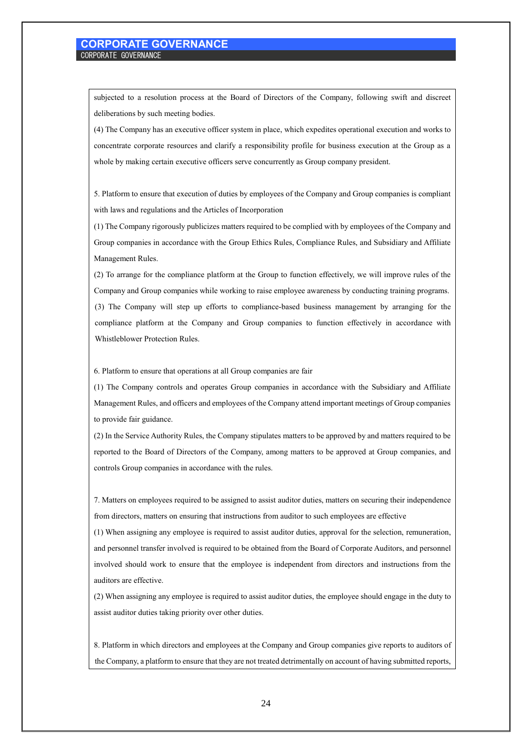subjected to a resolution process at the Board of Directors of the Company, following swift and discreet deliberations by such meeting bodies.

(4) The Company has an executive officer system in place, which expedites operational execution and works to concentrate corporate resources and clarify a responsibility profile for business execution at the Group as a whole by making certain executive officers serve concurrently as Group company president.

5. Platform to ensure that execution of duties by employees of the Company and Group companies is compliant with laws and regulations and the Articles of Incorporation

(1) The Company rigorously publicizes matters required to be complied with by employees of the Company and Group companies in accordance with the Group Ethics Rules, Compliance Rules, and Subsidiary and Affiliate Management Rules.

(2) To arrange for the compliance platform at the Group to function effectively, we will improve rules of the Company and Group companies while working to raise employee awareness by conducting training programs.

(3) The Company will step up efforts to compliance-based business management by arranging for the compliance platform at the Company and Group companies to function effectively in accordance with Whistleblower Protection Rules.

6. Platform to ensure that operations at all Group companies are fair

(1) The Company controls and operates Group companies in accordance with the Subsidiary and Affiliate Management Rules, and officers and employees of the Company attend important meetings of Group companies to provide fair guidance.

(2) In the Service Authority Rules, the Company stipulates matters to be approved by and matters required to be reported to the Board of Directors of the Company, among matters to be approved at Group companies, and controls Group companies in accordance with the rules.

7. Matters on employees required to be assigned to assist auditor duties, matters on securing their independence from directors, matters on ensuring that instructions from auditor to such employees are effective

(1) When assigning any employee is required to assist auditor duties, approval for the selection, remuneration, and personnel transfer involved is required to be obtained from the Board of Corporate Auditors, and personnel involved should work to ensure that the employee is independent from directors and instructions from the auditors are effective.

(2) When assigning any employee is required to assist auditor duties, the employee should engage in the duty to assist auditor duties taking priority over other duties.

8. Platform in which directors and employees at the Company and Group companies give reports to auditors of the Company, a platform to ensure that they are not treated detrimentally on account of having submitted reports,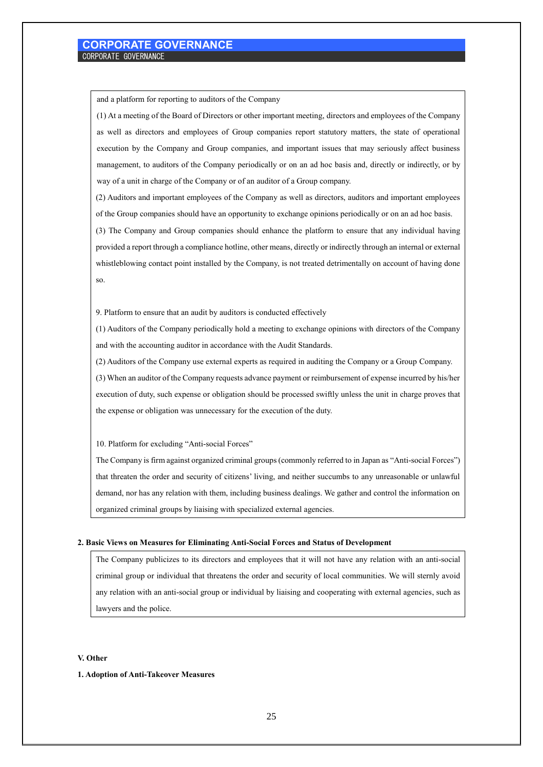and a platform for reporting to auditors of the Company

(1) At a meeting of the Board of Directors or other important meeting, directors and employees of the Company as well as directors and employees of Group companies report statutory matters, the state of operational execution by the Company and Group companies, and important issues that may seriously affect business management, to auditors of the Company periodically or on an ad hoc basis and, directly or indirectly, or by way of a unit in charge of the Company or of an auditor of a Group company.

(2) Auditors and important employees of the Company as well as directors, auditors and important employees of the Group companies should have an opportunity to exchange opinions periodically or on an ad hoc basis.

(3) The Company and Group companies should enhance the platform to ensure that any individual having provided a report through a compliance hotline, other means, directly or indirectly through an internal or external whistleblowing contact point installed by the Company, is not treated detrimentally on account of having done so.

9. Platform to ensure that an audit by auditors is conducted effectively

(1) Auditors of the Company periodically hold a meeting to exchange opinions with directors of the Company and with the accounting auditor in accordance with the Audit Standards.

(2) Auditors of the Company use external experts as required in auditing the Company or a Group Company.

(3) When an auditor of the Company requests advance payment or reimbursement of expense incurred by his/her execution of duty, such expense or obligation should be processed swiftly unless the unit in charge proves that the expense or obligation was unnecessary for the execution of the duty.

10. Platform for excluding "Anti-social Forces"

The Company is firm against organized criminal groups (commonly referred to in Japan as "Anti-social Forces") that threaten the order and security of citizens' living, and neither succumbs to any unreasonable or unlawful demand, nor has any relation with them, including business dealings. We gather and control the information on organized criminal groups by liaising with specialized external agencies.

**2. Basic Views on Measures for Eliminating Anti-Social Forces and Status of Development**

The Company publicizes to its directors and employees that it will not have any relation with an anti-social criminal group or individual that threatens the order and security of local communities. We will sternly avoid any relation with an anti-social group or individual by liaising and cooperating with external agencies, such as lawyers and the police.

## V. Other

**1. Adoption of Anti-Takeover Measures**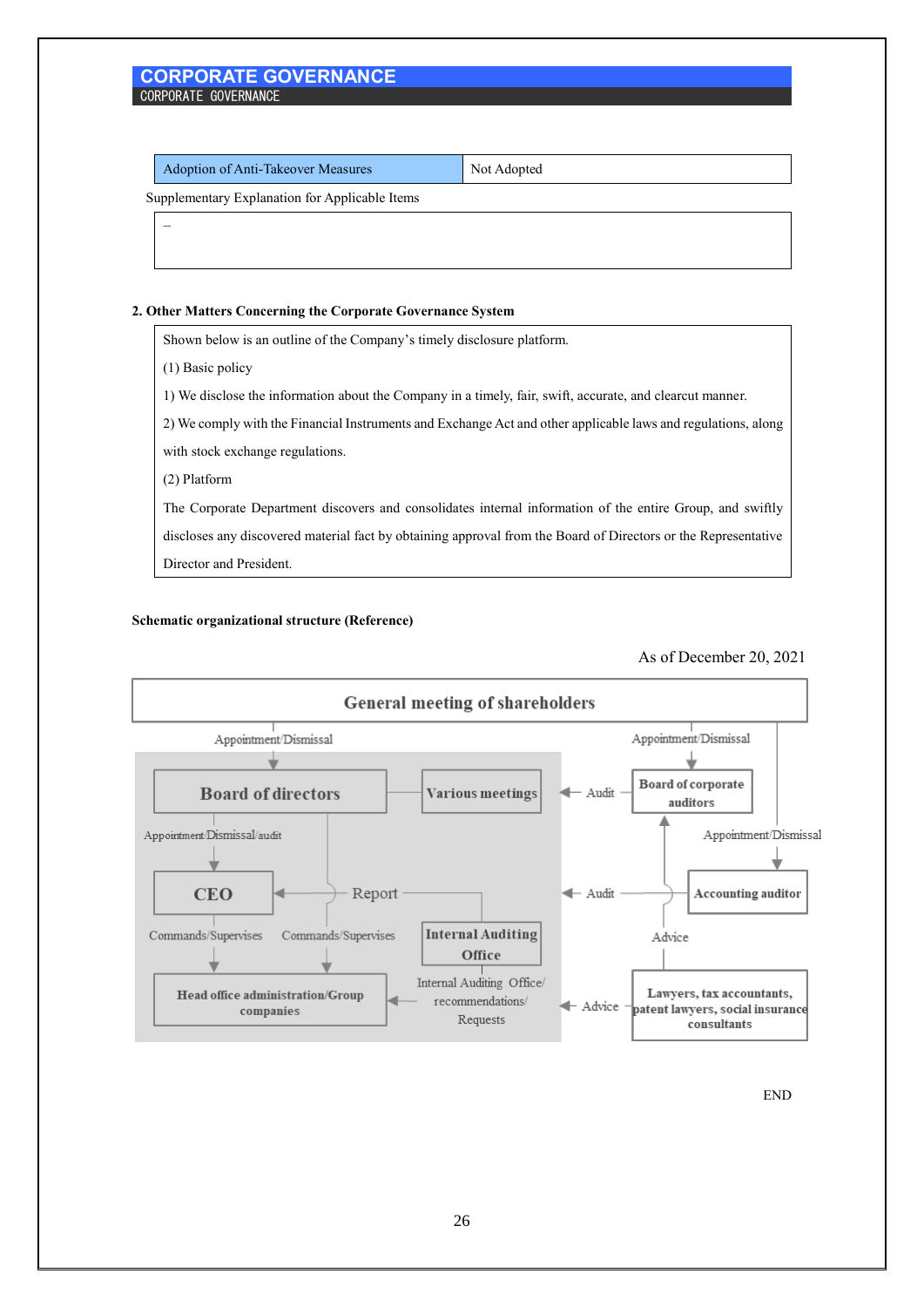## CORPORATE GOVERNANCE

| | |
|---|---|
| Adoption of Anti-Takeover Measures | Not Adopted |

Supplementary Explanation for Applicable Items

| |
|---|
| – |

**2. Other Matters Concerning the Corporate Governance System**

Shown below is an outline of the Company's timely disclosure platform.

(1) Basic policy

1) We disclose the information about the Company in a timely, fair, swift, accurate, and clearcut manner.

2) We comply with the Financial Instruments and Exchange Act and other applicable laws and regulations, along with stock exchange regulations.

(2) Platform

The Corporate Department discovers and consolidates internal information of the entire Group, and swiftly discloses any discovered material fact by obtaining approval from the Board of Directors or the Representative Director and President.

**Schematic organizational structure (Reference)**

As of December 20, 2021

General meeting of shareholders

Appointment/Dismissal

Appointment/Dismissal

Board of directors

Various meetings

Audit

Board of corporate auditors

Appointment/Dismissal/audit

Appointment/Dismissal

CEO

Report

Audit

Accounting auditor

Commands/Supervises

Commands/Supervises

Internal Auditing Office

Advice

Head office administration/Group companies

Internal Auditing Office/ recommendations/ Requests

Advice

Lawyers, tax accountants, patent lawyers, social insurance consultants

END